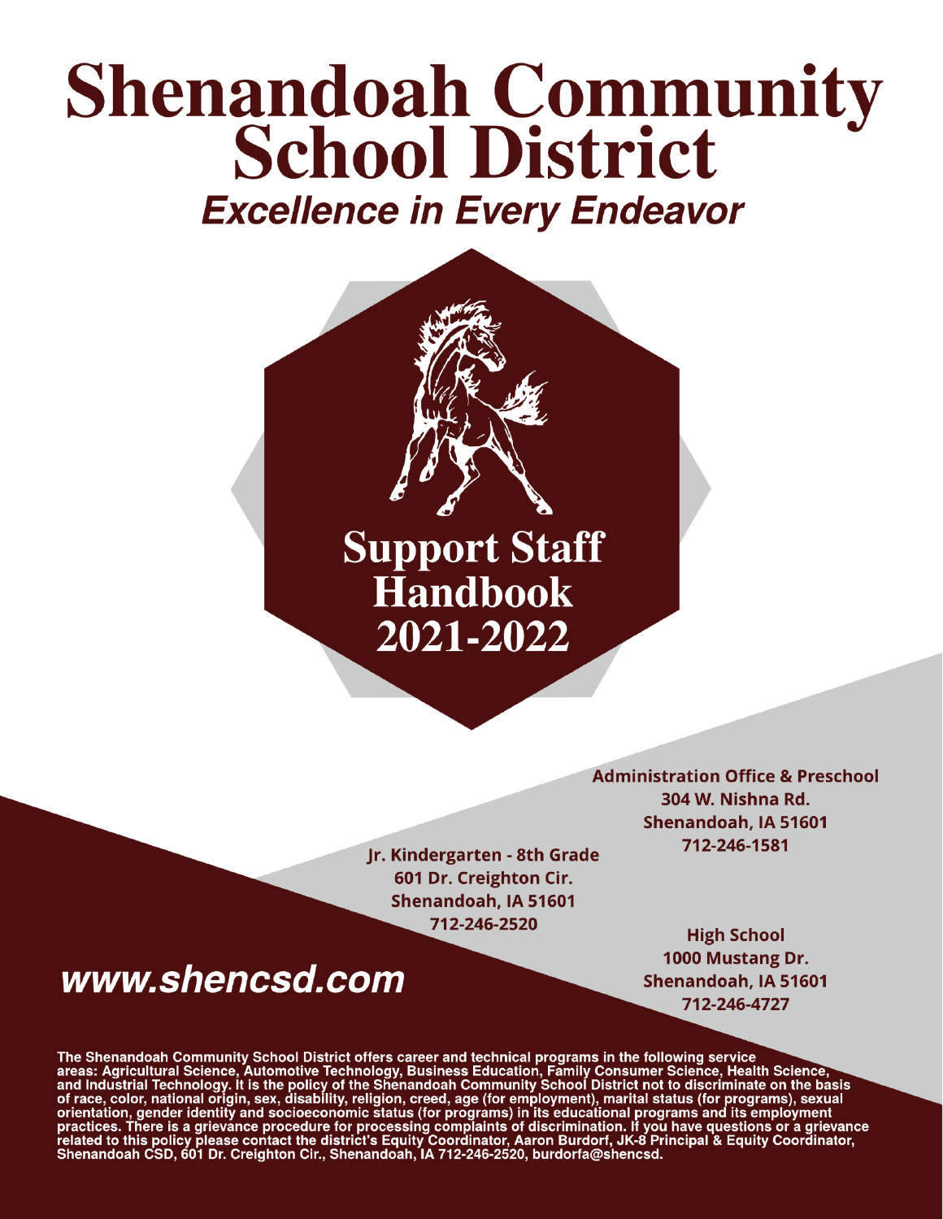# Shenandoah Community School District

***Excellence in Every Endeavor***

## Support Staff Handbook 2021-2022

**Administration Office & Preschool**
**304 W. Nishna Rd.**
**Shenandoah, IA 51601**
**712-246-1581**

**Jr. Kindergarten - 8th Grade**
**601 Dr. Creighton Cir.**
**Shenandoah, IA 51601**
**712-246-2520**

**High School**
**1000 Mustang Dr.**
**Shenandoah, IA 51601**
**712-246-4727**

***www.shencsd.com***

**The Shenandoah Community School District offers career and technical programs in the following service areas: Agricultural Science, Automotive Technology, Business Education, Family Consumer Science, Health Science, and Industrial Technology. It is the policy of the Shenandoah Community School District not to discriminate on the basis of race, color, national origin, sex, disability, religion, creed, age (for employment), marital status (for programs), sexual orientation, gender identity and socioeconomic status (for programs) in its educational programs and its employment practices. There is a grievance procedure for processing complaints of discrimination. If you have questions or a grievance related to this policy please contact the district's Equity Coordinator, Aaron Burdorf, JK-8 Principal & Equity Coordinator, Shenandoah CSD, 601 Dr. Creighton Cir., Shenandoah, IA 712-246-2520, burdorfa@shencsd.**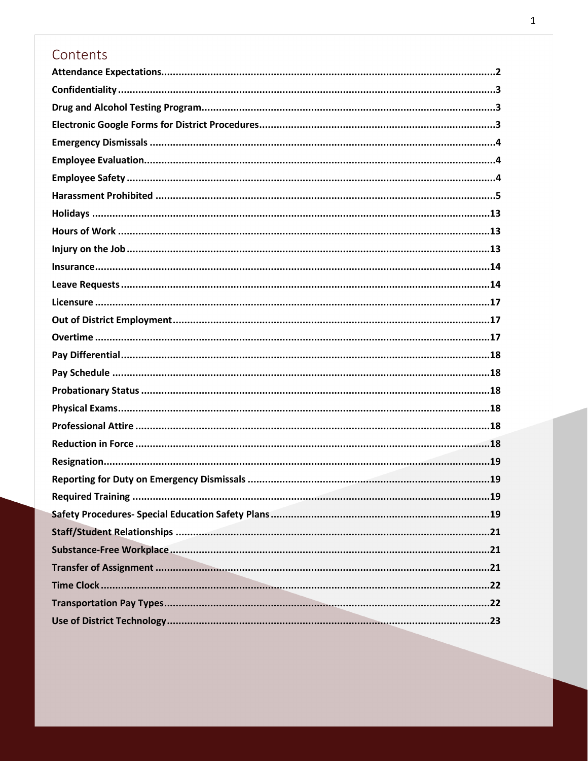# Contents

- **Attendance Expectations** .......... 2
- **Confidentiality** .......... 3
- **Drug and Alcohol Testing Program** .......... 3
- **Electronic Google Forms for District Procedures** .......... 3
- **Emergency Dismissals** .......... 4
- **Employee Evaluation** .......... 4
- **Employee Safety** .......... 4
- **Harassment Prohibited** .......... 5
- **Holidays** .......... 13
- **Hours of Work** .......... 13
- **Injury on the Job** .......... 13
- **Insurance** .......... 14
- **Leave Requests** .......... 14
- **Licensure** .......... 17
- **Out of District Employment** .......... 17
- **Overtime** .......... 17
- **Pay Differential** .......... 18
- **Pay Schedule** .......... 18
- **Probationary Status** .......... 18
- **Physical Exams** .......... 18
- **Professional Attire** .......... 18
- **Reduction in Force** .......... 18
- **Resignation** .......... 19
- **Reporting for Duty on Emergency Dismissals** .......... 19
- **Required Training** .......... 19
- **Safety Procedures- Special Education Safety Plans** .......... 19
- **Staff/Student Relationships** .......... 21
- **Substance-Free Workplace** .......... 21
- **Transfer of Assignment** .......... 21
- **Time Clock** .......... 22
- **Transportation Pay Types** .......... 22
- **Use of District Technology** .......... 23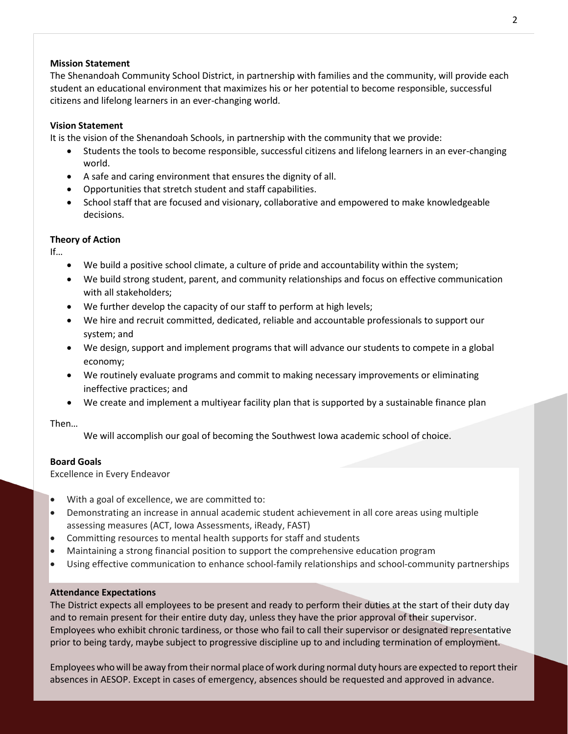**Mission Statement**

The Shenandoah Community School District, in partnership with families and the community, will provide each student an educational environment that maximizes his or her potential to become responsible, successful citizens and lifelong learners in an ever-changing world.

**Vision Statement**

It is the vision of the Shenandoah Schools, in partnership with the community that we provide:

- Students the tools to become responsible, successful citizens and lifelong learners in an ever-changing world.
- A safe and caring environment that ensures the dignity of all.
- Opportunities that stretch student and staff capabilities.
- School staff that are focused and visionary, collaborative and empowered to make knowledgeable decisions.

**Theory of Action**

If…

- We build a positive school climate, a culture of pride and accountability within the system;
- We build strong student, parent, and community relationships and focus on effective communication with all stakeholders;
- We further develop the capacity of our staff to perform at high levels;
- We hire and recruit committed, dedicated, reliable and accountable professionals to support our system; and
- We design, support and implement programs that will advance our students to compete in a global economy;
- We routinely evaluate programs and commit to making necessary improvements or eliminating ineffective practices; and
- We create and implement a multiyear facility plan that is supported by a sustainable finance plan

Then…

We will accomplish our goal of becoming the Southwest Iowa academic school of choice.

**Board Goals**

Excellence in Every Endeavor

- With a goal of excellence, we are committed to:
- Demonstrating an increase in annual academic student achievement in all core areas using multiple assessing measures (ACT, Iowa Assessments, iReady, FAST)
- Committing resources to mental health supports for staff and students
- Maintaining a strong financial position to support the comprehensive education program
- Using effective communication to enhance school-family relationships and school-community partnerships

**Attendance Expectations**

The District expects all employees to be present and ready to perform their duties at the start of their duty day and to remain present for their entire duty day, unless they have the prior approval of their supervisor. Employees who exhibit chronic tardiness, or those who fail to call their supervisor or designated representative prior to being tardy, maybe subject to progressive discipline up to and including termination of employment.

Employees who will be away from their normal place of work during normal duty hours are expected to report their absences in AESOP. Except in cases of emergency, absences should be requested and approved in advance.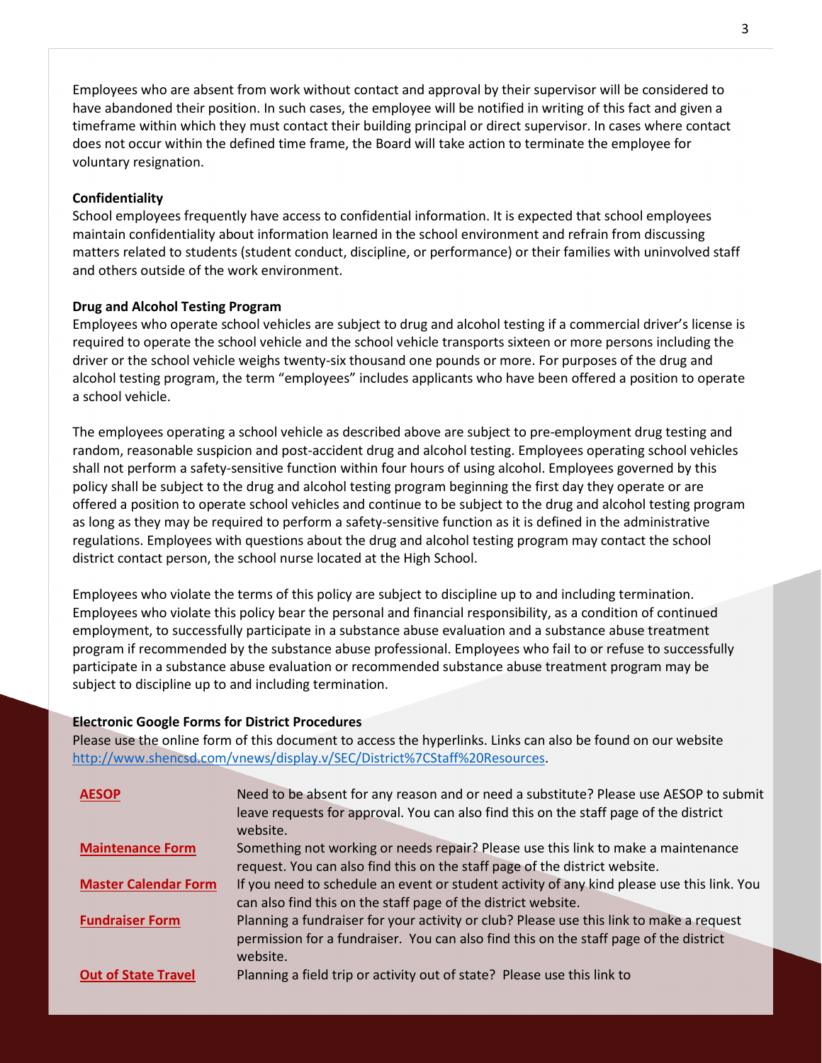Employees who are absent from work without contact and approval by their supervisor will be considered to have abandoned their position. In such cases, the employee will be notified in writing of this fact and given a timeframe within which they must contact their building principal or direct supervisor. In cases where contact does not occur within the defined time frame, the Board will take action to terminate the employee for voluntary resignation.

**Confidentiality**
School employees frequently have access to confidential information. It is expected that school employees maintain confidentiality about information learned in the school environment and refrain from discussing matters related to students (student conduct, discipline, or performance) or their families with uninvolved staff and others outside of the work environment.

**Drug and Alcohol Testing Program**
Employees who operate school vehicles are subject to drug and alcohol testing if a commercial driver's license is required to operate the school vehicle and the school vehicle transports sixteen or more persons including the driver or the school vehicle weighs twenty-six thousand one pounds or more. For purposes of the drug and alcohol testing program, the term "employees" includes applicants who have been offered a position to operate a school vehicle.

The employees operating a school vehicle as described above are subject to pre-employment drug testing and random, reasonable suspicion and post-accident drug and alcohol testing. Employees operating school vehicles shall not perform a safety-sensitive function within four hours of using alcohol. Employees governed by this policy shall be subject to the drug and alcohol testing program beginning the first day they operate or are offered a position to operate school vehicles and continue to be subject to the drug and alcohol testing program as long as they may be required to perform a safety-sensitive function as it is defined in the administrative regulations. Employees with questions about the drug and alcohol testing program may contact the school district contact person, the school nurse located at the High School.

Employees who violate the terms of this policy are subject to discipline up to and including termination. Employees who violate this policy bear the personal and financial responsibility, as a condition of continued employment, to successfully participate in a substance abuse evaluation and a substance abuse treatment program if recommended by the substance abuse professional. Employees who fail to or refuse to successfully participate in a substance abuse evaluation or recommended substance abuse treatment program may be subject to discipline up to and including termination.

**Electronic Google Forms for District Procedures**
Please use the online form of this document to access the hyperlinks. Links can also be found on our website http://www.shencsd.com/vnews/display.v/SEC/District%7CStaff%20Resources.

| | |
|---|---|
| **AESOP** | Need to be absent for any reason and or need a substitute? Please use AESOP to submit leave requests for approval. You can also find this on the staff page of the district website. |
| **Maintenance Form** | Something not working or needs repair? Please use this link to make a maintenance request. You can also find this on the staff page of the district website. |
| **Master Calendar Form** | If you need to schedule an event or student activity of any kind please use this link. You can also find this on the staff page of the district website. |
| **Fundraiser Form** | Planning a fundraiser for your activity or club? Please use this link to make a request permission for a fundraiser. You can also find this on the staff page of the district website. |
| **Out of State Travel** | Planning a field trip or activity out of state? Please use this link to |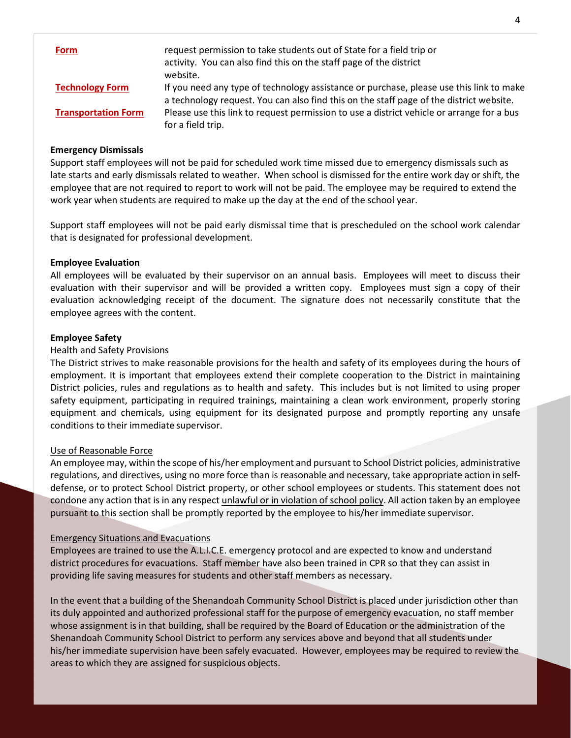| | |
|---|---|
| **Form** | request permission to take students out of State for a field trip or activity. You can also find this on the staff page of the district website. |
| **Technology Form** | If you need any type of technology assistance or purchase, please use this link to make a technology request. You can also find this on the staff page of the district website. |
| **Transportation Form** | Please use this link to request permission to use a district vehicle or arrange for a bus for a field trip. |

**Emergency Dismissals**

Support staff employees will not be paid for scheduled work time missed due to emergency dismissals such as late starts and early dismissals related to weather. When school is dismissed for the entire work day or shift, the employee that are not required to report to work will not be paid. The employee may be required to extend the work year when students are required to make up the day at the end of the school year.

Support staff employees will not be paid early dismissal time that is prescheduled on the school work calendar that is designated for professional development.

**Employee Evaluation**

All employees will be evaluated by their supervisor on an annual basis. Employees will meet to discuss their evaluation with their supervisor and will be provided a written copy. Employees must sign a copy of their evaluation acknowledging receipt of the document. The signature does not necessarily constitute that the employee agrees with the content.

**Employee Safety**

Health and Safety Provisions

The District strives to make reasonable provisions for the health and safety of its employees during the hours of employment. It is important that employees extend their complete cooperation to the District in maintaining District policies, rules and regulations as to health and safety. This includes but is not limited to using proper safety equipment, participating in required trainings, maintaining a clean work environment, properly storing equipment and chemicals, using equipment for its designated purpose and promptly reporting any unsafe conditions to their immediate supervisor.

Use of Reasonable Force

An employee may, within the scope of his/her employment and pursuant to School District policies, administrative regulations, and directives, using no more force than is reasonable and necessary, take appropriate action in self-defense, or to protect School District property, or other school employees or students. This statement does not condone any action that is in any respect unlawful or in violation of school policy. All action taken by an employee pursuant to this section shall be promptly reported by the employee to his/her immediate supervisor.

Emergency Situations and Evacuations

Employees are trained to use the A.L.I.C.E. emergency protocol and are expected to know and understand district procedures for evacuations. Staff member have also been trained in CPR so that they can assist in providing life saving measures for students and other staff members as necessary.

In the event that a building of the Shenandoah Community School District is placed under jurisdiction other than its duly appointed and authorized professional staff for the purpose of emergency evacuation, no staff member whose assignment is in that building, shall be required by the Board of Education or the administration of the Shenandoah Community School District to perform any services above and beyond that all students under his/her immediate supervision have been safely evacuated. However, employees may be required to review the areas to which they are assigned for suspicious objects.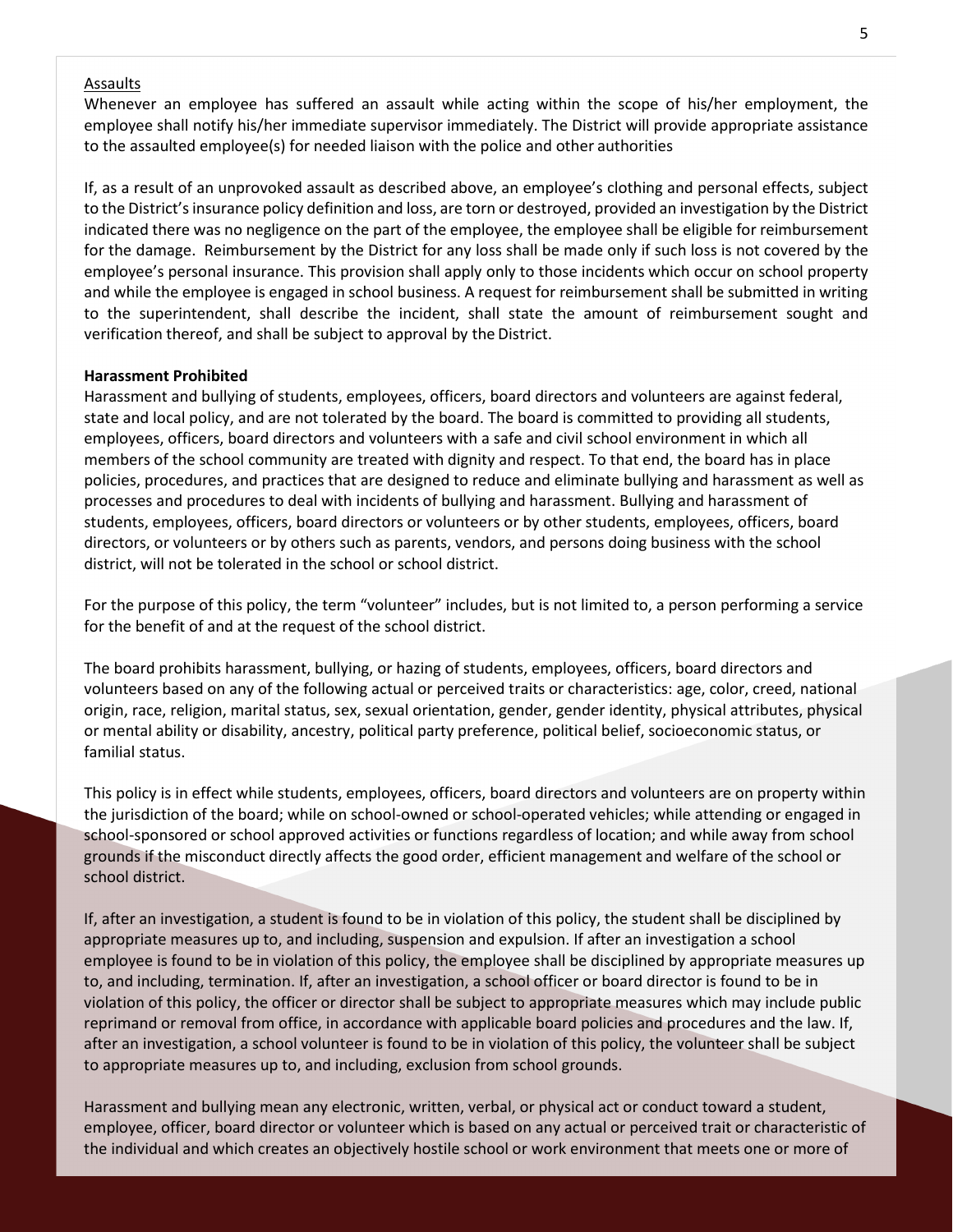Assaults

Whenever an employee has suffered an assault while acting within the scope of his/her employment, the employee shall notify his/her immediate supervisor immediately. The District will provide appropriate assistance to the assaulted employee(s) for needed liaison with the police and other authorities

If, as a result of an unprovoked assault as described above, an employee's clothing and personal effects, subject to the District's insurance policy definition and loss, are torn or destroyed, provided an investigation by the District indicated there was no negligence on the part of the employee, the employee shall be eligible for reimbursement for the damage. Reimbursement by the District for any loss shall be made only if such loss is not covered by the employee's personal insurance. This provision shall apply only to those incidents which occur on school property and while the employee is engaged in school business. A request for reimbursement shall be submitted in writing to the superintendent, shall describe the incident, shall state the amount of reimbursement sought and verification thereof, and shall be subject to approval by the District.

**Harassment Prohibited**

Harassment and bullying of students, employees, officers, board directors and volunteers are against federal, state and local policy, and are not tolerated by the board. The board is committed to providing all students, employees, officers, board directors and volunteers with a safe and civil school environment in which all members of the school community are treated with dignity and respect. To that end, the board has in place policies, procedures, and practices that are designed to reduce and eliminate bullying and harassment as well as processes and procedures to deal with incidents of bullying and harassment. Bullying and harassment of students, employees, officers, board directors or volunteers or by other students, employees, officers, board directors, or volunteers or by others such as parents, vendors, and persons doing business with the school district, will not be tolerated in the school or school district.

For the purpose of this policy, the term "volunteer" includes, but is not limited to, a person performing a service for the benefit of and at the request of the school district.

The board prohibits harassment, bullying, or hazing of students, employees, officers, board directors and volunteers based on any of the following actual or perceived traits or characteristics: age, color, creed, national origin, race, religion, marital status, sex, sexual orientation, gender, gender identity, physical attributes, physical or mental ability or disability, ancestry, political party preference, political belief, socioeconomic status, or familial status.

This policy is in effect while students, employees, officers, board directors and volunteers are on property within the jurisdiction of the board; while on school-owned or school-operated vehicles; while attending or engaged in school-sponsored or school approved activities or functions regardless of location; and while away from school grounds if the misconduct directly affects the good order, efficient management and welfare of the school or school district.

If, after an investigation, a student is found to be in violation of this policy, the student shall be disciplined by appropriate measures up to, and including, suspension and expulsion. If after an investigation a school employee is found to be in violation of this policy, the employee shall be disciplined by appropriate measures up to, and including, termination. If, after an investigation, a school officer or board director is found to be in violation of this policy, the officer or director shall be subject to appropriate measures which may include public reprimand or removal from office, in accordance with applicable board policies and procedures and the law. If, after an investigation, a school volunteer is found to be in violation of this policy, the volunteer shall be subject to appropriate measures up to, and including, exclusion from school grounds.

Harassment and bullying mean any electronic, written, verbal, or physical act or conduct toward a student, employee, officer, board director or volunteer which is based on any actual or perceived trait or characteristic of the individual and which creates an objectively hostile school or work environment that meets one or more of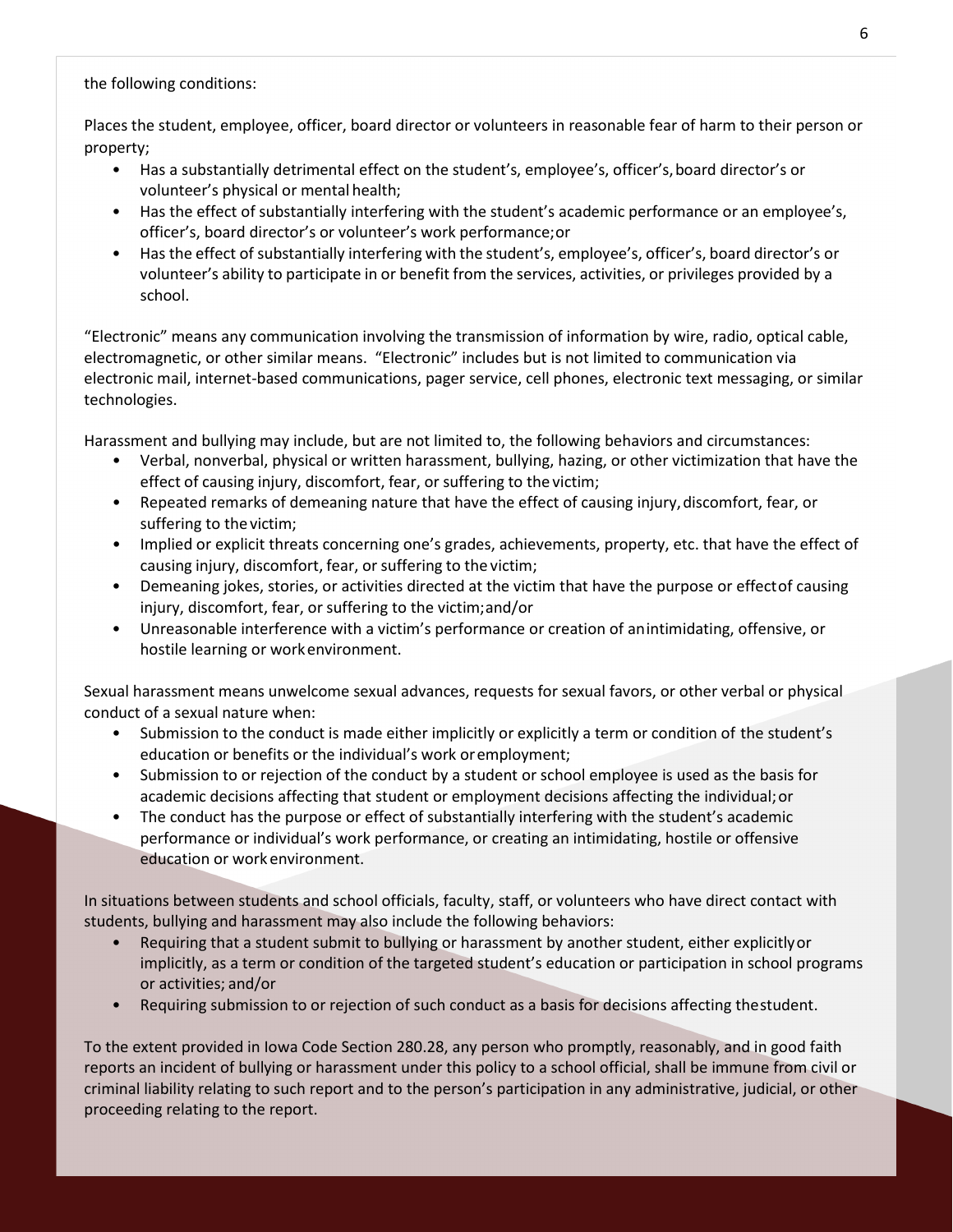the following conditions:

Places the student, employee, officer, board director or volunteers in reasonable fear of harm to their person or property;

- Has a substantially detrimental effect on the student's, employee's, officer's, board director's or volunteer's physical or mental health;
- Has the effect of substantially interfering with the student's academic performance or an employee's, officer's, board director's or volunteer's work performance; or
- Has the effect of substantially interfering with the student's, employee's, officer's, board director's or volunteer's ability to participate in or benefit from the services, activities, or privileges provided by a school.

"Electronic" means any communication involving the transmission of information by wire, radio, optical cable, electromagnetic, or other similar means. "Electronic" includes but is not limited to communication via electronic mail, internet-based communications, pager service, cell phones, electronic text messaging, or similar technologies.

Harassment and bullying may include, but are not limited to, the following behaviors and circumstances:

- Verbal, nonverbal, physical or written harassment, bullying, hazing, or other victimization that have the effect of causing injury, discomfort, fear, or suffering to the victim;
- Repeated remarks of demeaning nature that have the effect of causing injury, discomfort, fear, or suffering to the victim;
- Implied or explicit threats concerning one's grades, achievements, property, etc. that have the effect of causing injury, discomfort, fear, or suffering to the victim;
- Demeaning jokes, stories, or activities directed at the victim that have the purpose or effect of causing injury, discomfort, fear, or suffering to the victim; and/or
- Unreasonable interference with a victim's performance or creation of an intimidating, offensive, or hostile learning or work environment.

Sexual harassment means unwelcome sexual advances, requests for sexual favors, or other verbal or physical conduct of a sexual nature when:

- Submission to the conduct is made either implicitly or explicitly a term or condition of the student's education or benefits or the individual's work or employment;
- Submission to or rejection of the conduct by a student or school employee is used as the basis for academic decisions affecting that student or employment decisions affecting the individual; or
- The conduct has the purpose or effect of substantially interfering with the student's academic performance or individual's work performance, or creating an intimidating, hostile or offensive education or work environment.

In situations between students and school officials, faculty, staff, or volunteers who have direct contact with students, bullying and harassment may also include the following behaviors:

- Requiring that a student submit to bullying or harassment by another student, either explicitly or implicitly, as a term or condition of the targeted student's education or participation in school programs or activities; and/or
- Requiring submission to or rejection of such conduct as a basis for decisions affecting the student.

To the extent provided in Iowa Code Section 280.28, any person who promptly, reasonably, and in good faith reports an incident of bullying or harassment under this policy to a school official, shall be immune from civil or criminal liability relating to such report and to the person's participation in any administrative, judicial, or other proceeding relating to the report.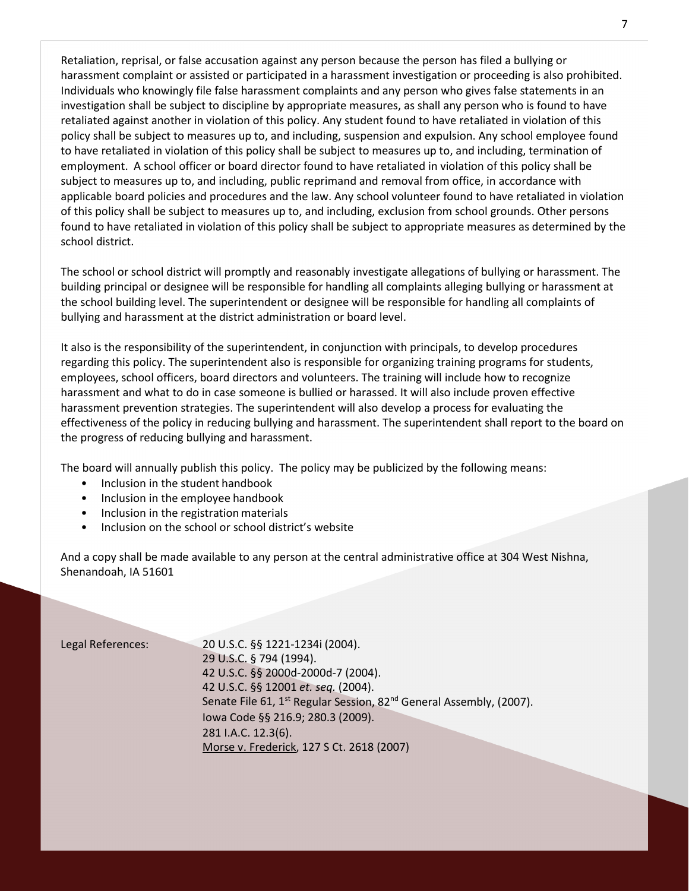Retaliation, reprisal, or false accusation against any person because the person has filed a bullying or harassment complaint or assisted or participated in a harassment investigation or proceeding is also prohibited. Individuals who knowingly file false harassment complaints and any person who gives false statements in an investigation shall be subject to discipline by appropriate measures, as shall any person who is found to have retaliated against another in violation of this policy. Any student found to have retaliated in violation of this policy shall be subject to measures up to, and including, suspension and expulsion. Any school employee found to have retaliated in violation of this policy shall be subject to measures up to, and including, termination of employment. A school officer or board director found to have retaliated in violation of this policy shall be subject to measures up to, and including, public reprimand and removal from office, in accordance with applicable board policies and procedures and the law. Any school volunteer found to have retaliated in violation of this policy shall be subject to measures up to, and including, exclusion from school grounds. Other persons found to have retaliated in violation of this policy shall be subject to appropriate measures as determined by the school district.

The school or school district will promptly and reasonably investigate allegations of bullying or harassment. The building principal or designee will be responsible for handling all complaints alleging bullying or harassment at the school building level. The superintendent or designee will be responsible for handling all complaints of bullying and harassment at the district administration or board level.

It also is the responsibility of the superintendent, in conjunction with principals, to develop procedures regarding this policy. The superintendent also is responsible for organizing training programs for students, employees, school officers, board directors and volunteers. The training will include how to recognize harassment and what to do in case someone is bullied or harassed. It will also include proven effective harassment prevention strategies. The superintendent will also develop a process for evaluating the effectiveness of the policy in reducing bullying and harassment. The superintendent shall report to the board on the progress of reducing bullying and harassment.

The board will annually publish this policy. The policy may be publicized by the following means:

- Inclusion in the student handbook
- Inclusion in the employee handbook
- Inclusion in the registration materials
- Inclusion on the school or school district's website

And a copy shall be made available to any person at the central administrative office at 304 West Nishna, Shenandoah, IA 51601

Legal References:

20 U.S.C. §§ 1221-1234i (2004).
29 U.S.C. § 794 (1994).
42 U.S.C. §§ 2000d-2000d-7 (2004).
42 U.S.C. §§ 12001 *et. seq.* (2004).
Senate File 61, 1st Regular Session, 82nd General Assembly, (2007).
Iowa Code §§ 216.9; 280.3 (2009).
281 I.A.C. 12.3(6).
Morse v. Frederick, 127 S Ct. 2618 (2007)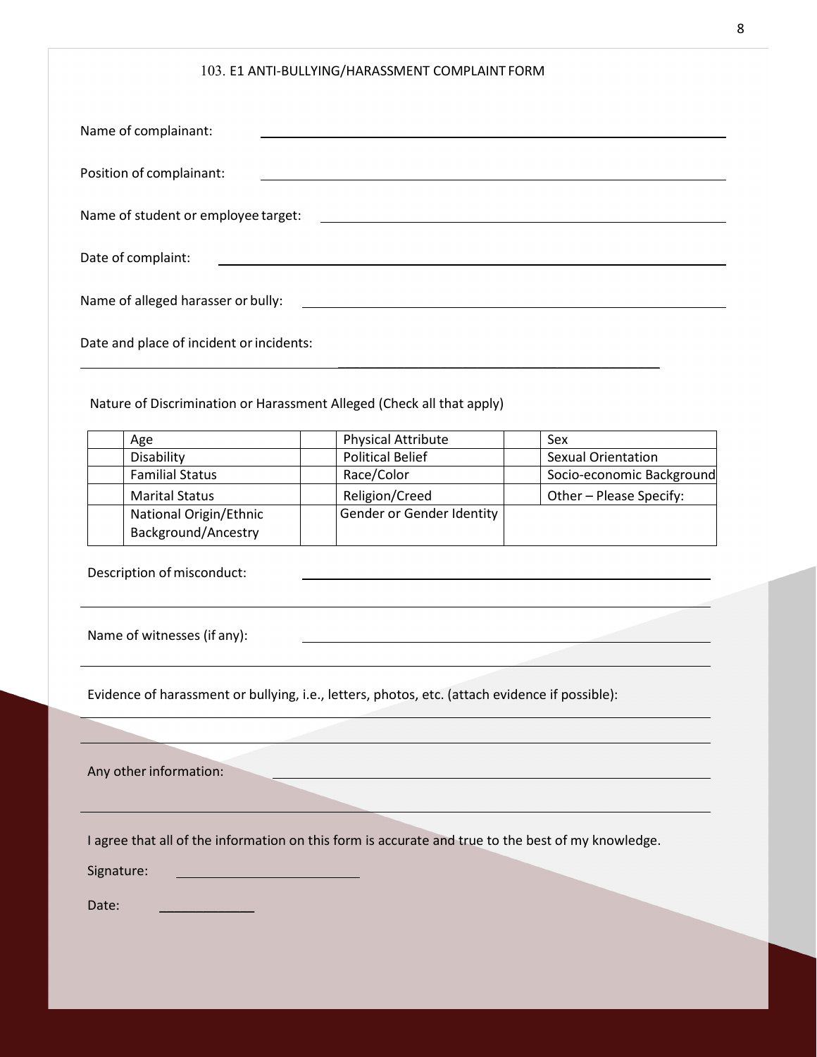# 103. E1 ANTI-BULLYING/HARASSMENT COMPLAINT FORM

Name of complainant: ______________________________

Position of complainant: ______________________________

Name of student or employee target: ______________________________

Date of complaint: ______________________________

Name of alleged harasser or bully: ______________________________

Date and place of incident or incidents: ______________________________

______________________________

Nature of Discrimination or Harassment Alleged (Check all that apply)

| | | | | | |
|---|---|---|---|---|---|
| | Age | | Physical Attribute | | Sex |
| | Disability | | Political Belief | | Sexual Orientation |
| | Familial Status | | Race/Color | | Socio-economic Background |
| | Marital Status | | Religion/Creed | | Other – Please Specify: |
| | National Origin/Ethnic Background/Ancestry | | Gender or Gender Identity | | |

Description of misconduct: ______________________________

______________________________

Name of witnesses (if any): ______________________________

______________________________

Evidence of harassment or bullying, i.e., letters, photos, etc. (attach evidence if possible):

______________________________

______________________________

Any other information: ______________________________

______________________________

I agree that all of the information on this form is accurate and true to the best of my knowledge.

Signature: ______________________________

Date: ______________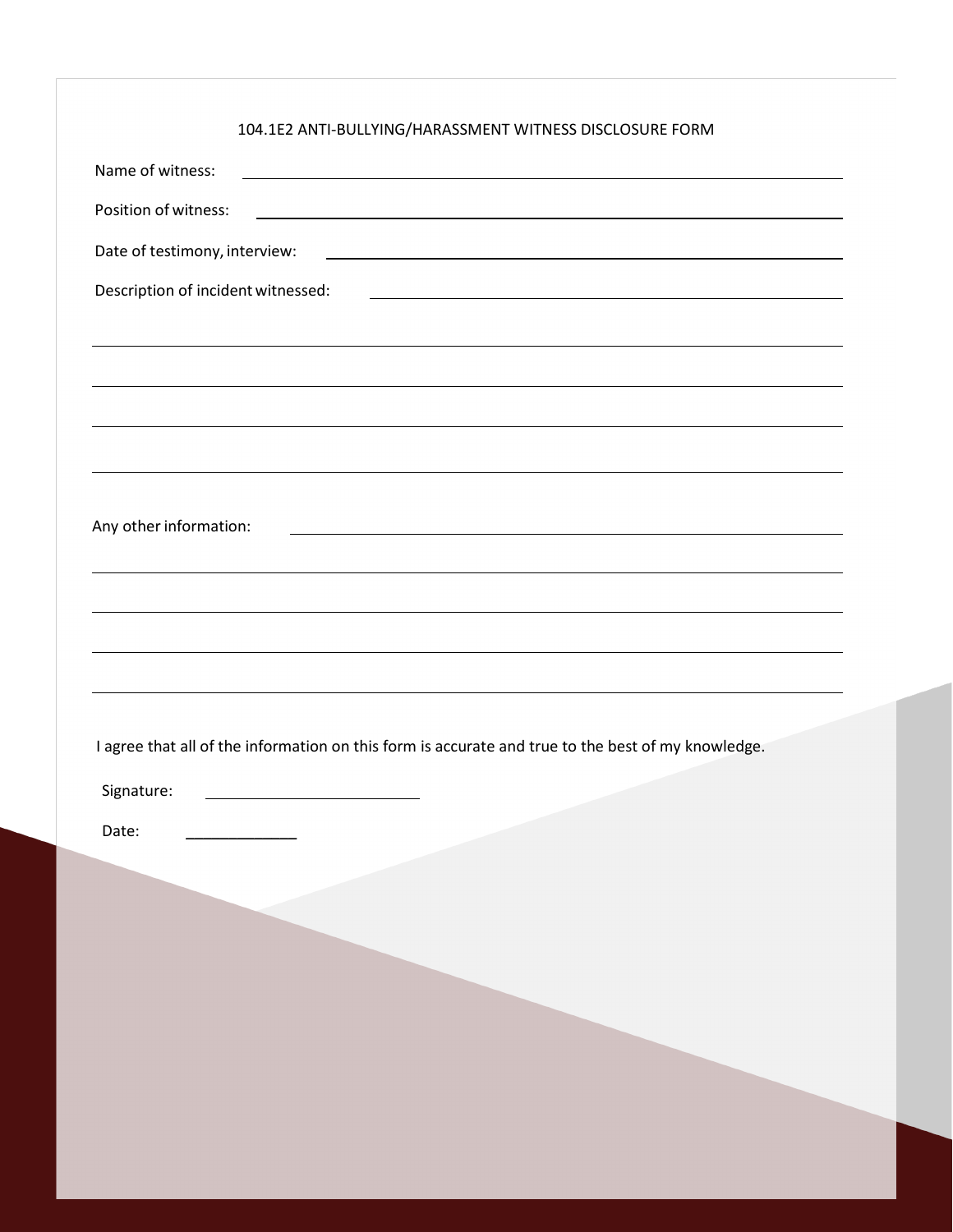## 104.1E2 ANTI-BULLYING/HARASSMENT WITNESS DISCLOSURE FORM

Name of witness: ______________________________________________

Position of witness: ______________________________________________

Date of testimony, interview: ______________________________________________

Description of incident witnessed: ______________________________________________

______________________________________________

______________________________________________

______________________________________________

______________________________________________

Any other information: ______________________________________________

______________________________________________

______________________________________________

______________________________________________

______________________________________________

I agree that all of the information on this form is accurate and true to the best of my knowledge.

Signature: ____________________

Date: __________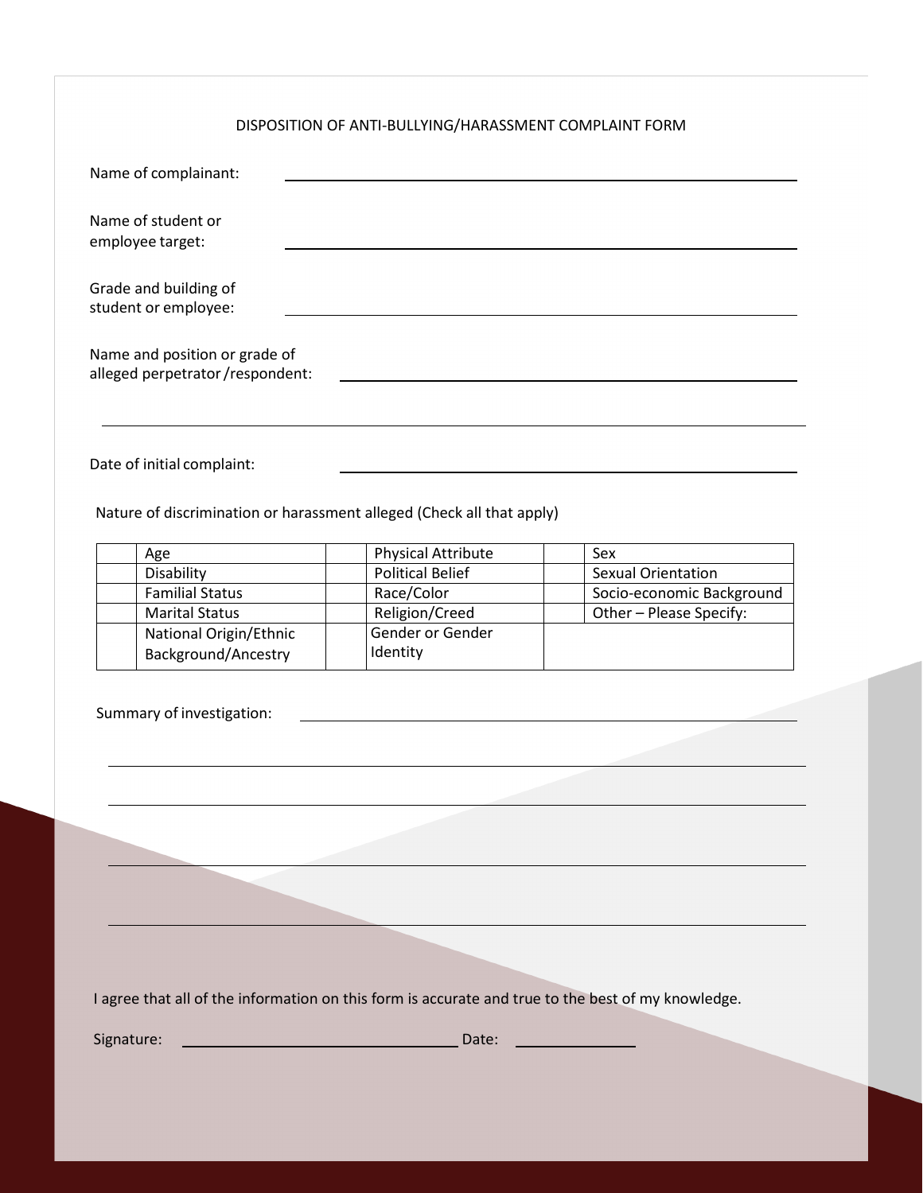DISPOSITION OF ANTI-BULLYING/HARASSMENT COMPLAINT FORM

Name of complainant: \_\_\_\_\_\_\_\_\_\_\_\_\_\_\_\_\_\_\_\_\_\_\_\_\_\_\_\_\_\_\_\_\_\_\_\_\_\_\_\_

Name of student or employee target: \_\_\_\_\_\_\_\_\_\_\_\_\_\_\_\_\_\_\_\_\_\_\_\_\_\_\_\_\_\_\_\_\_\_\_\_\_\_\_\_

Grade and building of student or employee: \_\_\_\_\_\_\_\_\_\_\_\_\_\_\_\_\_\_\_\_\_\_\_\_\_\_\_\_\_\_\_\_\_\_\_\_\_\_\_\_

Name and position or grade of alleged perpetrator /respondent: \_\_\_\_\_\_\_\_\_\_\_\_\_\_\_\_\_\_\_\_\_\_\_\_\_\_\_\_\_\_\_\_\_\_\_\_\_\_\_\_

\_\_\_\_\_\_\_\_\_\_\_\_\_\_\_\_\_\_\_\_\_\_\_\_\_\_\_\_\_\_\_\_\_\_\_\_\_\_\_\_\_\_\_\_\_\_\_\_\_\_\_\_\_\_\_\_\_\_\_\_

Date of initial complaint: \_\_\_\_\_\_\_\_\_\_\_\_\_\_\_\_\_\_\_\_\_\_\_\_\_\_\_\_\_\_\_\_\_\_\_\_\_\_\_\_

Nature of discrimination or harassment alleged (Check all that apply)

| | | | | | |
|---|---|---|---|---|---|
| | Age | | Physical Attribute | | Sex |
| | Disability | | Political Belief | | Sexual Orientation |
| | Familial Status | | Race/Color | | Socio-economic Background |
| | Marital Status | | Religion/Creed | | Other – Please Specify: |
| | National Origin/Ethnic Background/Ancestry | | Gender or Gender Identity | | |

Summary of investigation: \_\_\_\_\_\_\_\_\_\_\_\_\_\_\_\_\_\_\_\_\_\_\_\_\_\_\_\_\_\_\_\_\_\_\_\_\_\_\_\_

\_\_\_\_\_\_\_\_\_\_\_\_\_\_\_\_\_\_\_\_\_\_\_\_\_\_\_\_\_\_\_\_\_\_\_\_\_\_\_\_\_\_\_\_\_\_\_\_\_\_\_\_\_\_\_\_\_\_\_\_

\_\_\_\_\_\_\_\_\_\_\_\_\_\_\_\_\_\_\_\_\_\_\_\_\_\_\_\_\_\_\_\_\_\_\_\_\_\_\_\_\_\_\_\_\_\_\_\_\_\_\_\_\_\_\_\_\_\_\_\_

\_\_\_\_\_\_\_\_\_\_\_\_\_\_\_\_\_\_\_\_\_\_\_\_\_\_\_\_\_\_\_\_\_\_\_\_\_\_\_\_\_\_\_\_\_\_\_\_\_\_\_\_\_\_\_\_\_\_\_\_

\_\_\_\_\_\_\_\_\_\_\_\_\_\_\_\_\_\_\_\_\_\_\_\_\_\_\_\_\_\_\_\_\_\_\_\_\_\_\_\_\_\_\_\_\_\_\_\_\_\_\_\_\_\_\_\_\_\_\_\_

I agree that all of the information on this form is accurate and true to the best of my knowledge.

Signature: \_\_\_\_\_\_\_\_\_\_\_\_\_\_\_\_\_\_\_\_\_\_\_\_\_\_\_\_\_\_ Date: \_\_\_\_\_\_\_\_\_\_\_\_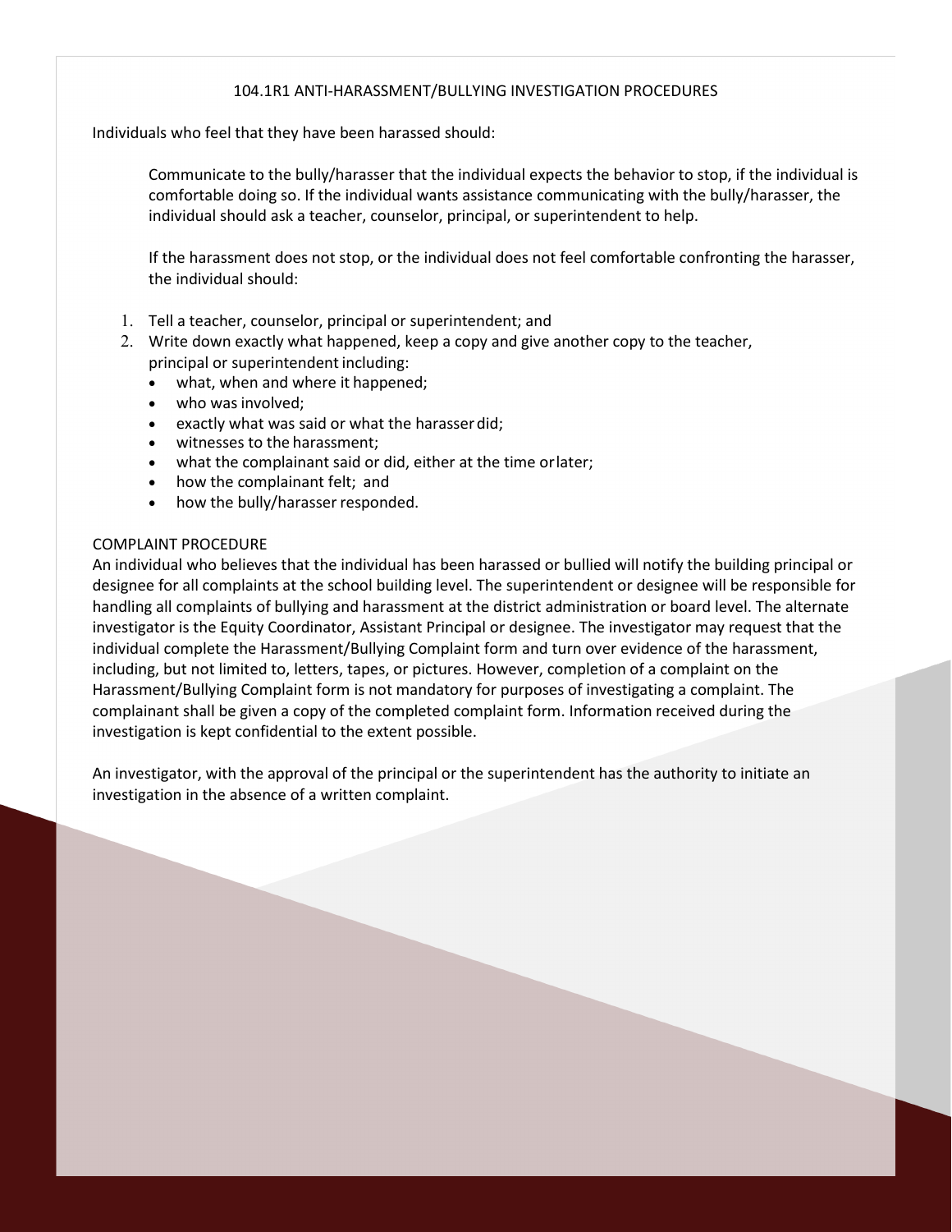# 104.1R1 ANTI-HARASSMENT/BULLYING INVESTIGATION PROCEDURES

Individuals who feel that they have been harassed should:

> Communicate to the bully/harasser that the individual expects the behavior to stop, if the individual is comfortable doing so. If the individual wants assistance communicating with the bully/harasser, the individual should ask a teacher, counselor, principal, or superintendent to help.
>
> If the harassment does not stop, or the individual does not feel comfortable confronting the harasser, the individual should:

1. Tell a teacher, counselor, principal or superintendent; and
2. Write down exactly what happened, keep a copy and give another copy to the teacher, principal or superintendent including:
   - what, when and where it happened;
   - who was involved;
   - exactly what was said or what the harasser did;
   - witnesses to the harassment;
   - what the complainant said or did, either at the time or later;
   - how the complainant felt; and
   - how the bully/harasser responded.

## COMPLAINT PROCEDURE

An individual who believes that the individual has been harassed or bullied will notify the building principal or designee for all complaints at the school building level. The superintendent or designee will be responsible for handling all complaints of bullying and harassment at the district administration or board level. The alternate investigator is the Equity Coordinator, Assistant Principal or designee. The investigator may request that the individual complete the Harassment/Bullying Complaint form and turn over evidence of the harassment, including, but not limited to, letters, tapes, or pictures. However, completion of a complaint on the Harassment/Bullying Complaint form is not mandatory for purposes of investigating a complaint. The complainant shall be given a copy of the completed complaint form. Information received during the investigation is kept confidential to the extent possible.

An investigator, with the approval of the principal or the superintendent has the authority to initiate an investigation in the absence of a written complaint.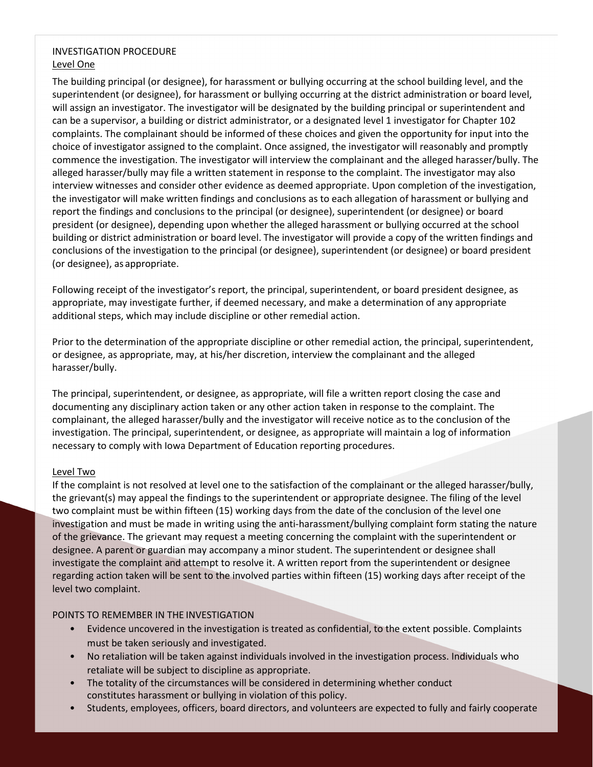## INVESTIGATION PROCEDURE

### Level One

The building principal (or designee), for harassment or bullying occurring at the school building level, and the superintendent (or designee), for harassment or bullying occurring at the district administration or board level, will assign an investigator. The investigator will be designated by the building principal or superintendent and can be a supervisor, a building or district administrator, or a designated level 1 investigator for Chapter 102 complaints. The complainant should be informed of these choices and given the opportunity for input into the choice of investigator assigned to the complaint. Once assigned, the investigator will reasonably and promptly commence the investigation. The investigator will interview the complainant and the alleged harasser/bully. The alleged harasser/bully may file a written statement in response to the complaint. The investigator may also interview witnesses and consider other evidence as deemed appropriate. Upon completion of the investigation, the investigator will make written findings and conclusions as to each allegation of harassment or bullying and report the findings and conclusions to the principal (or designee), superintendent (or designee) or board president (or designee), depending upon whether the alleged harassment or bullying occurred at the school building or district administration or board level. The investigator will provide a copy of the written findings and conclusions of the investigation to the principal (or designee), superintendent (or designee) or board president (or designee), as appropriate.

Following receipt of the investigator's report, the principal, superintendent, or board president designee, as appropriate, may investigate further, if deemed necessary, and make a determination of any appropriate additional steps, which may include discipline or other remedial action.

Prior to the determination of the appropriate discipline or other remedial action, the principal, superintendent, or designee, as appropriate, may, at his/her discretion, interview the complainant and the alleged harasser/bully.

The principal, superintendent, or designee, as appropriate, will file a written report closing the case and documenting any disciplinary action taken or any other action taken in response to the complaint. The complainant, the alleged harasser/bully and the investigator will receive notice as to the conclusion of the investigation. The principal, superintendent, or designee, as appropriate will maintain a log of information necessary to comply with Iowa Department of Education reporting procedures.

### Level Two

If the complaint is not resolved at level one to the satisfaction of the complainant or the alleged harasser/bully, the grievant(s) may appeal the findings to the superintendent or appropriate designee. The filing of the level two complaint must be within fifteen (15) working days from the date of the conclusion of the level one investigation and must be made in writing using the anti-harassment/bullying complaint form stating the nature of the grievance. The grievant may request a meeting concerning the complaint with the superintendent or designee. A parent or guardian may accompany a minor student. The superintendent or designee shall investigate the complaint and attempt to resolve it. A written report from the superintendent or designee regarding action taken will be sent to the involved parties within fifteen (15) working days after receipt of the level two complaint.

## POINTS TO REMEMBER IN THE INVESTIGATION

- Evidence uncovered in the investigation is treated as confidential, to the extent possible. Complaints must be taken seriously and investigated.
- No retaliation will be taken against individuals involved in the investigation process. Individuals who retaliate will be subject to discipline as appropriate.
- The totality of the circumstances will be considered in determining whether conduct constitutes harassment or bullying in violation of this policy.
- Students, employees, officers, board directors, and volunteers are expected to fully and fairly cooperate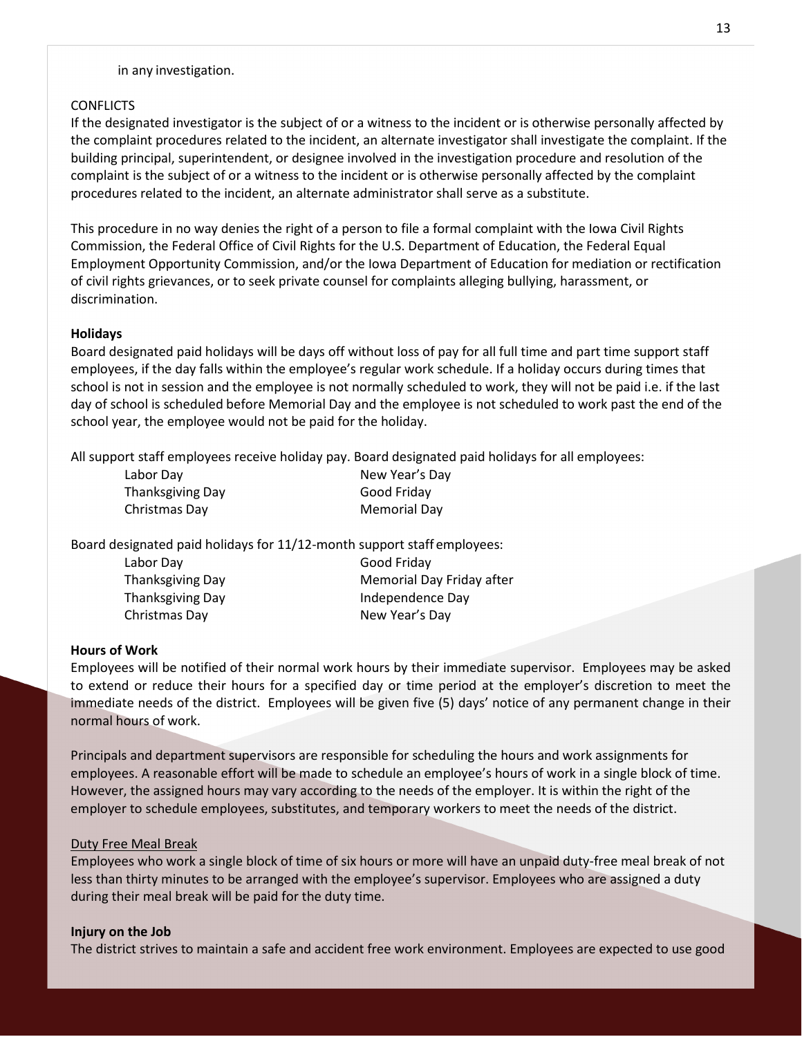in any investigation.

CONFLICTS

If the designated investigator is the subject of or a witness to the incident or is otherwise personally affected by the complaint procedures related to the incident, an alternate investigator shall investigate the complaint. If the building principal, superintendent, or designee involved in the investigation procedure and resolution of the complaint is the subject of or a witness to the incident or is otherwise personally affected by the complaint procedures related to the incident, an alternate administrator shall serve as a substitute.

This procedure in no way denies the right of a person to file a formal complaint with the Iowa Civil Rights Commission, the Federal Office of Civil Rights for the U.S. Department of Education, the Federal Equal Employment Opportunity Commission, and/or the Iowa Department of Education for mediation or rectification of civil rights grievances, or to seek private counsel for complaints alleging bullying, harassment, or discrimination.

**Holidays**

Board designated paid holidays will be days off without loss of pay for all full time and part time support staff employees, if the day falls within the employee's regular work schedule. If a holiday occurs during times that school is not in session and the employee is not normally scheduled to work, they will not be paid i.e. if the last day of school is scheduled before Memorial Day and the employee is not scheduled to work past the end of the school year, the employee would not be paid for the holiday.

All support staff employees receive holiday pay. Board designated paid holidays for all employees:

| | |
|---|---|
| Labor Day | New Year's Day |
| Thanksgiving Day | Good Friday |
| Christmas Day | Memorial Day |

Board designated paid holidays for 11/12-month support staff employees:

| | |
|---|---|
| Labor Day | Good Friday |
| Thanksgiving Day | Memorial Day Friday after |
| Thanksgiving Day | Independence Day |
| Christmas Day | New Year's Day |

**Hours of Work**

Employees will be notified of their normal work hours by their immediate supervisor. Employees may be asked to extend or reduce their hours for a specified day or time period at the employer's discretion to meet the immediate needs of the district. Employees will be given five (5) days' notice of any permanent change in their normal hours of work.

Principals and department supervisors are responsible for scheduling the hours and work assignments for employees. A reasonable effort will be made to schedule an employee's hours of work in a single block of time. However, the assigned hours may vary according to the needs of the employer. It is within the right of the employer to schedule employees, substitutes, and temporary workers to meet the needs of the district.

<u>Duty Free Meal Break</u>

Employees who work a single block of time of six hours or more will have an unpaid duty-free meal break of not less than thirty minutes to be arranged with the employee's supervisor. Employees who are assigned a duty during their meal break will be paid for the duty time.

**Injury on the Job**

The district strives to maintain a safe and accident free work environment. Employees are expected to use good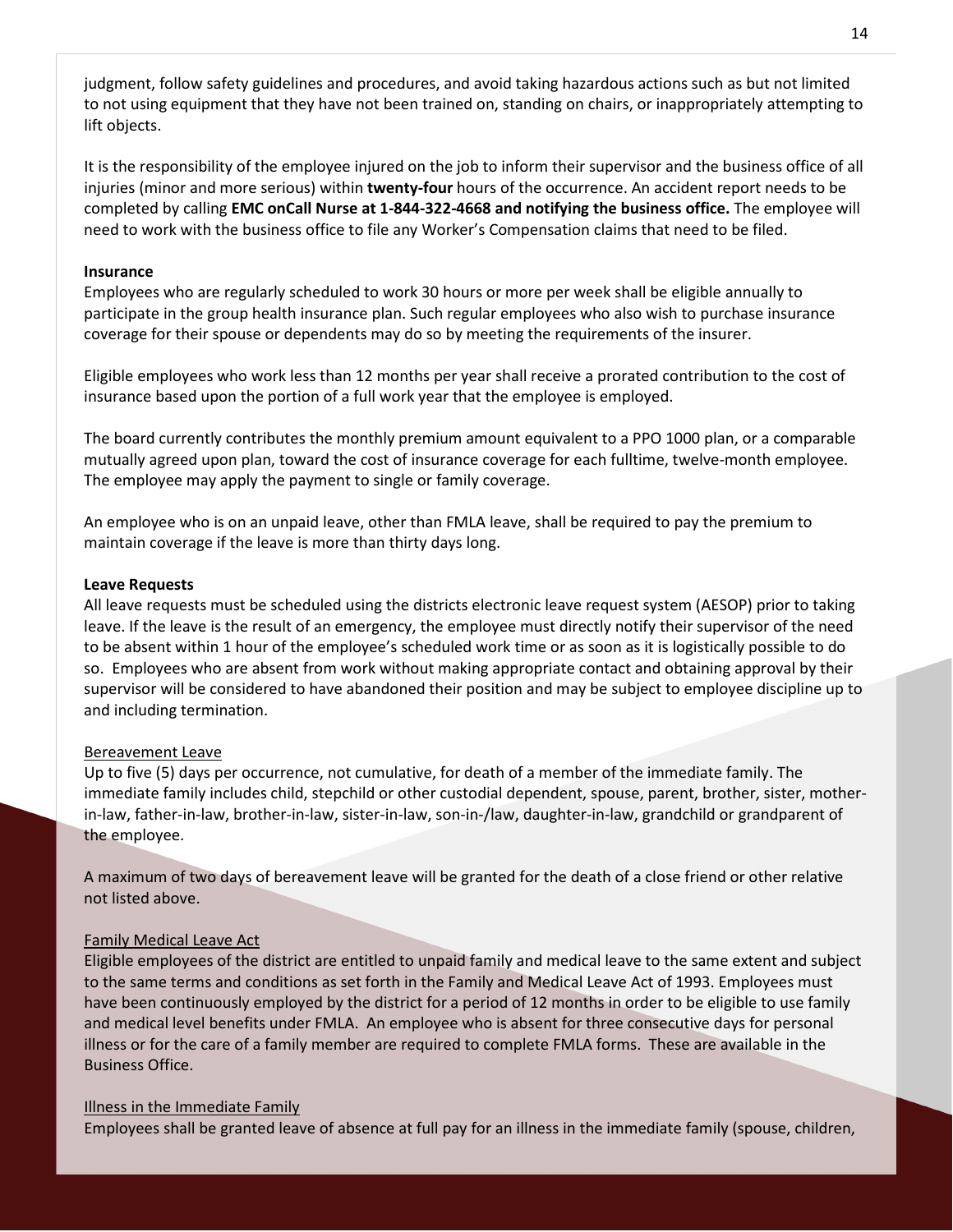judgment, follow safety guidelines and procedures, and avoid taking hazardous actions such as but not limited to not using equipment that they have not been trained on, standing on chairs, or inappropriately attempting to lift objects.

It is the responsibility of the employee injured on the job to inform their supervisor and the business office of all injuries (minor and more serious) within **twenty-four** hours of the occurrence. An accident report needs to be completed by calling **EMC onCall Nurse at 1-844-322-4668 and notifying the business office.** The employee will need to work with the business office to file any Worker's Compensation claims that need to be filed.

**Insurance**

Employees who are regularly scheduled to work 30 hours or more per week shall be eligible annually to participate in the group health insurance plan. Such regular employees who also wish to purchase insurance coverage for their spouse or dependents may do so by meeting the requirements of the insurer.

Eligible employees who work less than 12 months per year shall receive a prorated contribution to the cost of insurance based upon the portion of a full work year that the employee is employed.

The board currently contributes the monthly premium amount equivalent to a PPO 1000 plan, or a comparable mutually agreed upon plan, toward the cost of insurance coverage for each fulltime, twelve-month employee. The employee may apply the payment to single or family coverage.

An employee who is on an unpaid leave, other than FMLA leave, shall be required to pay the premium to maintain coverage if the leave is more than thirty days long.

**Leave Requests**

All leave requests must be scheduled using the districts electronic leave request system (AESOP) prior to taking leave. If the leave is the result of an emergency, the employee must directly notify their supervisor of the need to be absent within 1 hour of the employee's scheduled work time or as soon as it is logistically possible to do so. Employees who are absent from work without making appropriate contact and obtaining approval by their supervisor will be considered to have abandoned their position and may be subject to employee discipline up to and including termination.

Bereavement Leave

Up to five (5) days per occurrence, not cumulative, for death of a member of the immediate family. The immediate family includes child, stepchild or other custodial dependent, spouse, parent, brother, sister, mother-in-law, father-in-law, brother-in-law, sister-in-law, son-in-/law, daughter-in-law, grandchild or grandparent of the employee.

A maximum of two days of bereavement leave will be granted for the death of a close friend or other relative not listed above.

Family Medical Leave Act

Eligible employees of the district are entitled to unpaid family and medical leave to the same extent and subject to the same terms and conditions as set forth in the Family and Medical Leave Act of 1993. Employees must have been continuously employed by the district for a period of 12 months in order to be eligible to use family and medical level benefits under FMLA. An employee who is absent for three consecutive days for personal illness or for the care of a family member are required to complete FMLA forms. These are available in the Business Office.

Illness in the Immediate Family

Employees shall be granted leave of absence at full pay for an illness in the immediate family (spouse, children,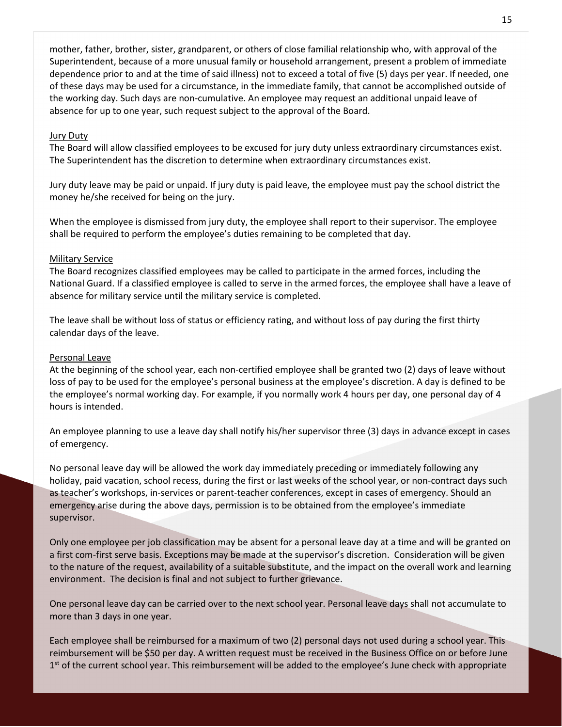mother, father, brother, sister, grandparent, or others of close familial relationship who, with approval of the Superintendent, because of a more unusual family or household arrangement, present a problem of immediate dependence prior to and at the time of said illness) not to exceed a total of five (5) days per year. If needed, one of these days may be used for a circumstance, in the immediate family, that cannot be accomplished outside of the working day. Such days are non-cumulative. An employee may request an additional unpaid leave of absence for up to one year, such request subject to the approval of the Board.

### Jury Duty

The Board will allow classified employees to be excused for jury duty unless extraordinary circumstances exist. The Superintendent has the discretion to determine when extraordinary circumstances exist.

Jury duty leave may be paid or unpaid. If jury duty is paid leave, the employee must pay the school district the money he/she received for being on the jury.

When the employee is dismissed from jury duty, the employee shall report to their supervisor. The employee shall be required to perform the employee's duties remaining to be completed that day.

### Military Service

The Board recognizes classified employees may be called to participate in the armed forces, including the National Guard. If a classified employee is called to serve in the armed forces, the employee shall have a leave of absence for military service until the military service is completed.

The leave shall be without loss of status or efficiency rating, and without loss of pay during the first thirty calendar days of the leave.

### Personal Leave

At the beginning of the school year, each non-certified employee shall be granted two (2) days of leave without loss of pay to be used for the employee's personal business at the employee's discretion. A day is defined to be the employee's normal working day. For example, if you normally work 4 hours per day, one personal day of 4 hours is intended.

An employee planning to use a leave day shall notify his/her supervisor three (3) days in advance except in cases of emergency.

No personal leave day will be allowed the work day immediately preceding or immediately following any holiday, paid vacation, school recess, during the first or last weeks of the school year, or non-contract days such as teacher's workshops, in-services or parent-teacher conferences, except in cases of emergency. Should an emergency arise during the above days, permission is to be obtained from the employee's immediate supervisor.

Only one employee per job classification may be absent for a personal leave day at a time and will be granted on a first com-first serve basis. Exceptions may be made at the supervisor's discretion. Consideration will be given to the nature of the request, availability of a suitable substitute, and the impact on the overall work and learning environment. The decision is final and not subject to further grievance.

One personal leave day can be carried over to the next school year. Personal leave days shall not accumulate to more than 3 days in one year.

Each employee shall be reimbursed for a maximum of two (2) personal days not used during a school year. This reimbursement will be $50 per day. A written request must be received in the Business Office on or before June 1st of the current school year. This reimbursement will be added to the employee's June check with appropriate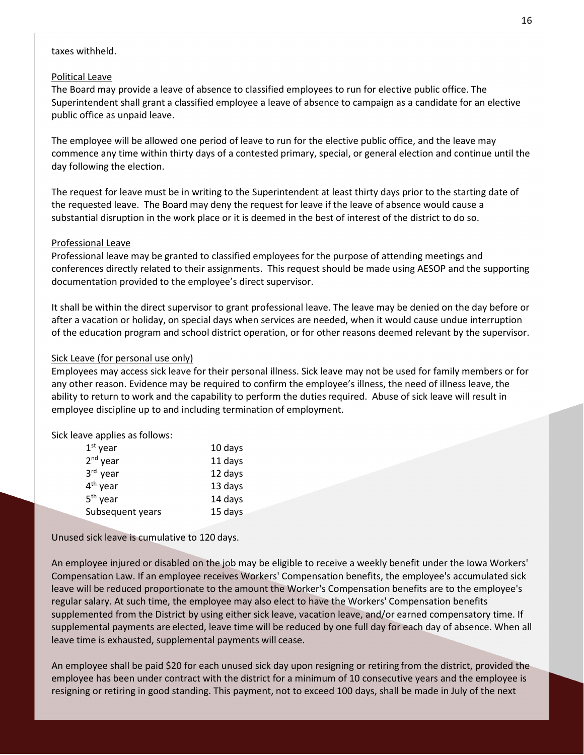taxes withheld.

Political Leave

The Board may provide a leave of absence to classified employees to run for elective public office. The Superintendent shall grant a classified employee a leave of absence to campaign as a candidate for an elective public office as unpaid leave.

The employee will be allowed one period of leave to run for the elective public office, and the leave may commence any time within thirty days of a contested primary, special, or general election and continue until the day following the election.

The request for leave must be in writing to the Superintendent at least thirty days prior to the starting date of the requested leave. The Board may deny the request for leave if the leave of absence would cause a substantial disruption in the work place or it is deemed in the best of interest of the district to do so.

Professional Leave

Professional leave may be granted to classified employees for the purpose of attending meetings and conferences directly related to their assignments. This request should be made using AESOP and the supporting documentation provided to the employee's direct supervisor.

It shall be within the direct supervisor to grant professional leave. The leave may be denied on the day before or after a vacation or holiday, on special days when services are needed, when it would cause undue interruption of the education program and school district operation, or for other reasons deemed relevant by the supervisor.

Sick Leave (for personal use only)

Employees may access sick leave for their personal illness. Sick leave may not be used for family members or for any other reason. Evidence may be required to confirm the employee's illness, the need of illness leave, the ability to return to work and the capability to perform the duties required. Abuse of sick leave will result in employee discipline up to and including termination of employment.

Sick leave applies as follows:

| | |
|---|---|
| 1st year | 10 days |
| 2nd year | 11 days |
| 3rd year | 12 days |
| 4th year | 13 days |
| 5th year | 14 days |
| Subsequent years | 15 days |

Unused sick leave is cumulative to 120 days.

An employee injured or disabled on the job may be eligible to receive a weekly benefit under the Iowa Workers' Compensation Law. If an employee receives Workers' Compensation benefits, the employee's accumulated sick leave will be reduced proportionate to the amount the Worker's Compensation benefits are to the employee's regular salary. At such time, the employee may also elect to have the Workers' Compensation benefits supplemented from the District by using either sick leave, vacation leave, and/or earned compensatory time. If supplemental payments are elected, leave time will be reduced by one full day for each day of absence. When all leave time is exhausted, supplemental payments will cease.

An employee shall be paid $20 for each unused sick day upon resigning or retiring from the district, provided the employee has been under contract with the district for a minimum of 10 consecutive years and the employee is resigning or retiring in good standing. This payment, not to exceed 100 days, shall be made in July of the next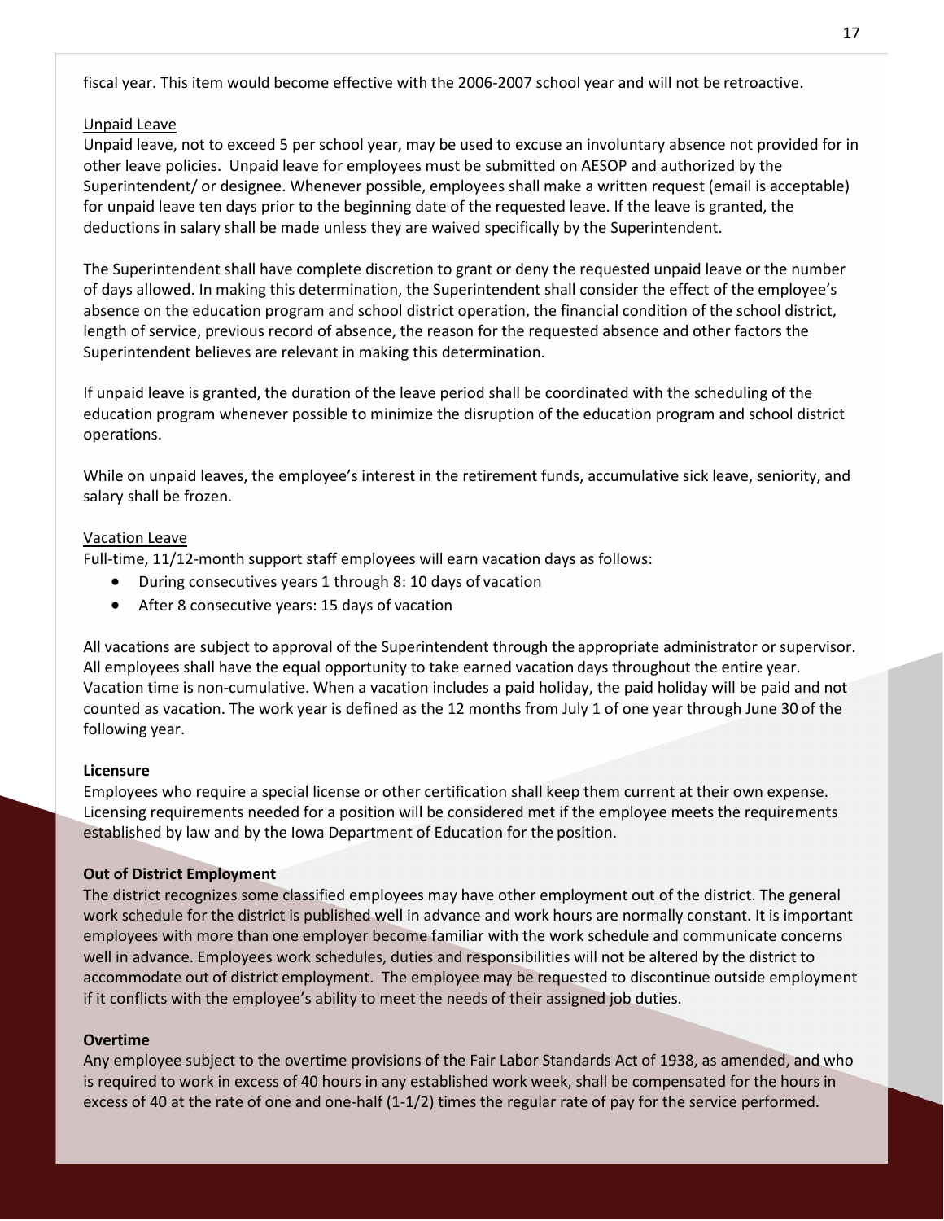fiscal year. This item would become effective with the 2006-2007 school year and will not be retroactive.

Unpaid Leave

Unpaid leave, not to exceed 5 per school year, may be used to excuse an involuntary absence not provided for in other leave policies. Unpaid leave for employees must be submitted on AESOP and authorized by the Superintendent/ or designee. Whenever possible, employees shall make a written request (email is acceptable) for unpaid leave ten days prior to the beginning date of the requested leave. If the leave is granted, the deductions in salary shall be made unless they are waived specifically by the Superintendent.

The Superintendent shall have complete discretion to grant or deny the requested unpaid leave or the number of days allowed. In making this determination, the Superintendent shall consider the effect of the employee's absence on the education program and school district operation, the financial condition of the school district, length of service, previous record of absence, the reason for the requested absence and other factors the Superintendent believes are relevant in making this determination.

If unpaid leave is granted, the duration of the leave period shall be coordinated with the scheduling of the education program whenever possible to minimize the disruption of the education program and school district operations.

While on unpaid leaves, the employee's interest in the retirement funds, accumulative sick leave, seniority, and salary shall be frozen.

Vacation Leave

Full-time, 11/12-month support staff employees will earn vacation days as follows:

- During consecutives years 1 through 8: 10 days of vacation
- After 8 consecutive years: 15 days of vacation

All vacations are subject to approval of the Superintendent through the appropriate administrator or supervisor. All employees shall have the equal opportunity to take earned vacation days throughout the entire year. Vacation time is non-cumulative. When a vacation includes a paid holiday, the paid holiday will be paid and not counted as vacation. The work year is defined as the 12 months from July 1 of one year through June 30 of the following year.

**Licensure**

Employees who require a special license or other certification shall keep them current at their own expense. Licensing requirements needed for a position will be considered met if the employee meets the requirements established by law and by the Iowa Department of Education for the position.

**Out of District Employment**

The district recognizes some classified employees may have other employment out of the district. The general work schedule for the district is published well in advance and work hours are normally constant. It is important employees with more than one employer become familiar with the work schedule and communicate concerns well in advance. Employees work schedules, duties and responsibilities will not be altered by the district to accommodate out of district employment. The employee may be requested to discontinue outside employment if it conflicts with the employee's ability to meet the needs of their assigned job duties.

**Overtime**

Any employee subject to the overtime provisions of the Fair Labor Standards Act of 1938, as amended, and who is required to work in excess of 40 hours in any established work week, shall be compensated for the hours in excess of 40 at the rate of one and one-half (1-1/2) times the regular rate of pay for the service performed.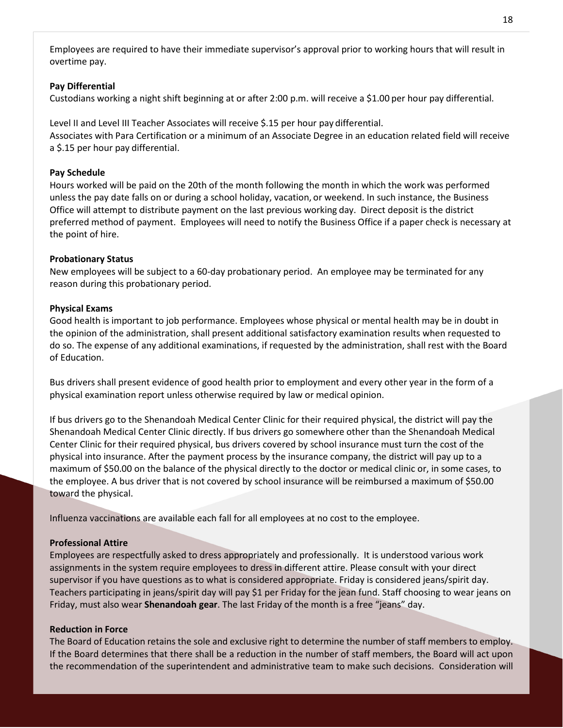Employees are required to have their immediate supervisor's approval prior to working hours that will result in overtime pay.

**Pay Differential**

Custodians working a night shift beginning at or after 2:00 p.m. will receive a $1.00 per hour pay differential.

Level II and Level III Teacher Associates will receive $.15 per hour pay differential.
Associates with Para Certification or a minimum of an Associate Degree in an education related field will receive a $.15 per hour pay differential.

**Pay Schedule**

Hours worked will be paid on the 20th of the month following the month in which the work was performed unless the pay date falls on or during a school holiday, vacation, or weekend. In such instance, the Business Office will attempt to distribute payment on the last previous working day. Direct deposit is the district preferred method of payment. Employees will need to notify the Business Office if a paper check is necessary at the point of hire.

**Probationary Status**

New employees will be subject to a 60-day probationary period. An employee may be terminated for any reason during this probationary period.

**Physical Exams**

Good health is important to job performance. Employees whose physical or mental health may be in doubt in the opinion of the administration, shall present additional satisfactory examination results when requested to do so. The expense of any additional examinations, if requested by the administration, shall rest with the Board of Education.

Bus drivers shall present evidence of good health prior to employment and every other year in the form of a physical examination report unless otherwise required by law or medical opinion.

If bus drivers go to the Shenandoah Medical Center Clinic for their required physical, the district will pay the Shenandoah Medical Center Clinic directly. If bus drivers go somewhere other than the Shenandoah Medical Center Clinic for their required physical, bus drivers covered by school insurance must turn the cost of the physical into insurance. After the payment process by the insurance company, the district will pay up to a maximum of $50.00 on the balance of the physical directly to the doctor or medical clinic or, in some cases, to the employee. A bus driver that is not covered by school insurance will be reimbursed a maximum of $50.00 toward the physical.

Influenza vaccinations are available each fall for all employees at no cost to the employee.

**Professional Attire**

Employees are respectfully asked to dress appropriately and professionally. It is understood various work assignments in the system require employees to dress in different attire. Please consult with your direct supervisor if you have questions as to what is considered appropriate. Friday is considered jeans/spirit day. Teachers participating in jeans/spirit day will pay $1 per Friday for the jean fund. Staff choosing to wear jeans on Friday, must also wear **Shenandoah gear**. The last Friday of the month is a free "jeans" day.

**Reduction in Force**

The Board of Education retains the sole and exclusive right to determine the number of staff members to employ. If the Board determines that there shall be a reduction in the number of staff members, the Board will act upon the recommendation of the superintendent and administrative team to make such decisions. Consideration will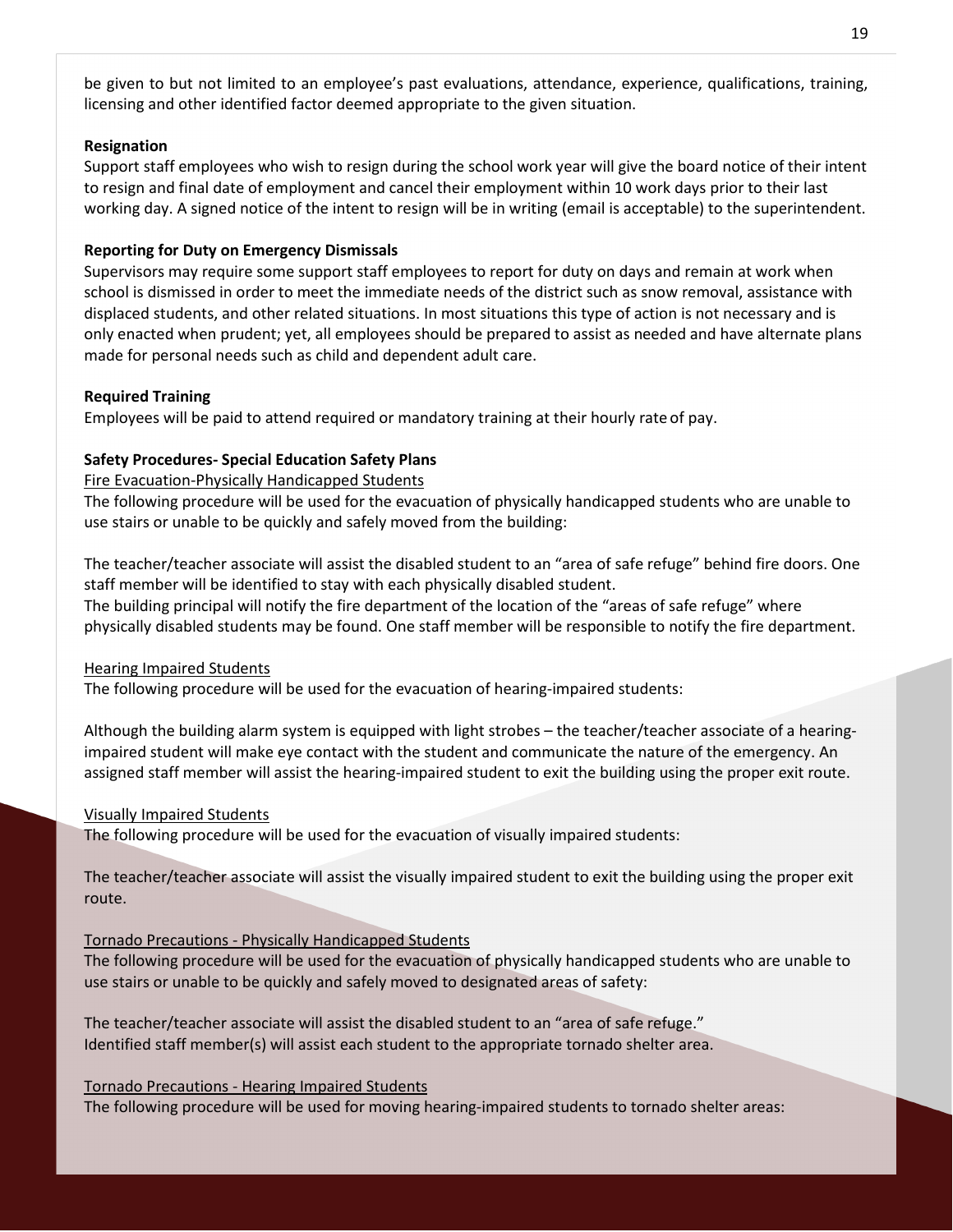be given to but not limited to an employee's past evaluations, attendance, experience, qualifications, training, licensing and other identified factor deemed appropriate to the given situation.

**Resignation**

Support staff employees who wish to resign during the school work year will give the board notice of their intent to resign and final date of employment and cancel their employment within 10 work days prior to their last working day. A signed notice of the intent to resign will be in writing (email is acceptable) to the superintendent.

**Reporting for Duty on Emergency Dismissals**

Supervisors may require some support staff employees to report for duty on days and remain at work when school is dismissed in order to meet the immediate needs of the district such as snow removal, assistance with displaced students, and other related situations. In most situations this type of action is not necessary and is only enacted when prudent; yet, all employees should be prepared to assist as needed and have alternate plans made for personal needs such as child and dependent adult care.

**Required Training**

Employees will be paid to attend required or mandatory training at their hourly rate of pay.

**Safety Procedures- Special Education Safety Plans**

<u>Fire Evacuation-Physically Handicapped Students</u>

The following procedure will be used for the evacuation of physically handicapped students who are unable to use stairs or unable to be quickly and safely moved from the building:

The teacher/teacher associate will assist the disabled student to an "area of safe refuge" behind fire doors. One staff member will be identified to stay with each physically disabled student.
The building principal will notify the fire department of the location of the "areas of safe refuge" where physically disabled students may be found. One staff member will be responsible to notify the fire department.

<u>Hearing Impaired Students</u>

The following procedure will be used for the evacuation of hearing-impaired students:

Although the building alarm system is equipped with light strobes – the teacher/teacher associate of a hearing-impaired student will make eye contact with the student and communicate the nature of the emergency. An assigned staff member will assist the hearing-impaired student to exit the building using the proper exit route.

<u>Visually Impaired Students</u>

The following procedure will be used for the evacuation of visually impaired students:

The teacher/teacher associate will assist the visually impaired student to exit the building using the proper exit route.

<u>Tornado Precautions - Physically Handicapped Students</u>

The following procedure will be used for the evacuation of physically handicapped students who are unable to use stairs or unable to be quickly and safely moved to designated areas of safety:

The teacher/teacher associate will assist the disabled student to an "area of safe refuge."
Identified staff member(s) will assist each student to the appropriate tornado shelter area.

<u>Tornado Precautions - Hearing Impaired Students</u>

The following procedure will be used for moving hearing-impaired students to tornado shelter areas: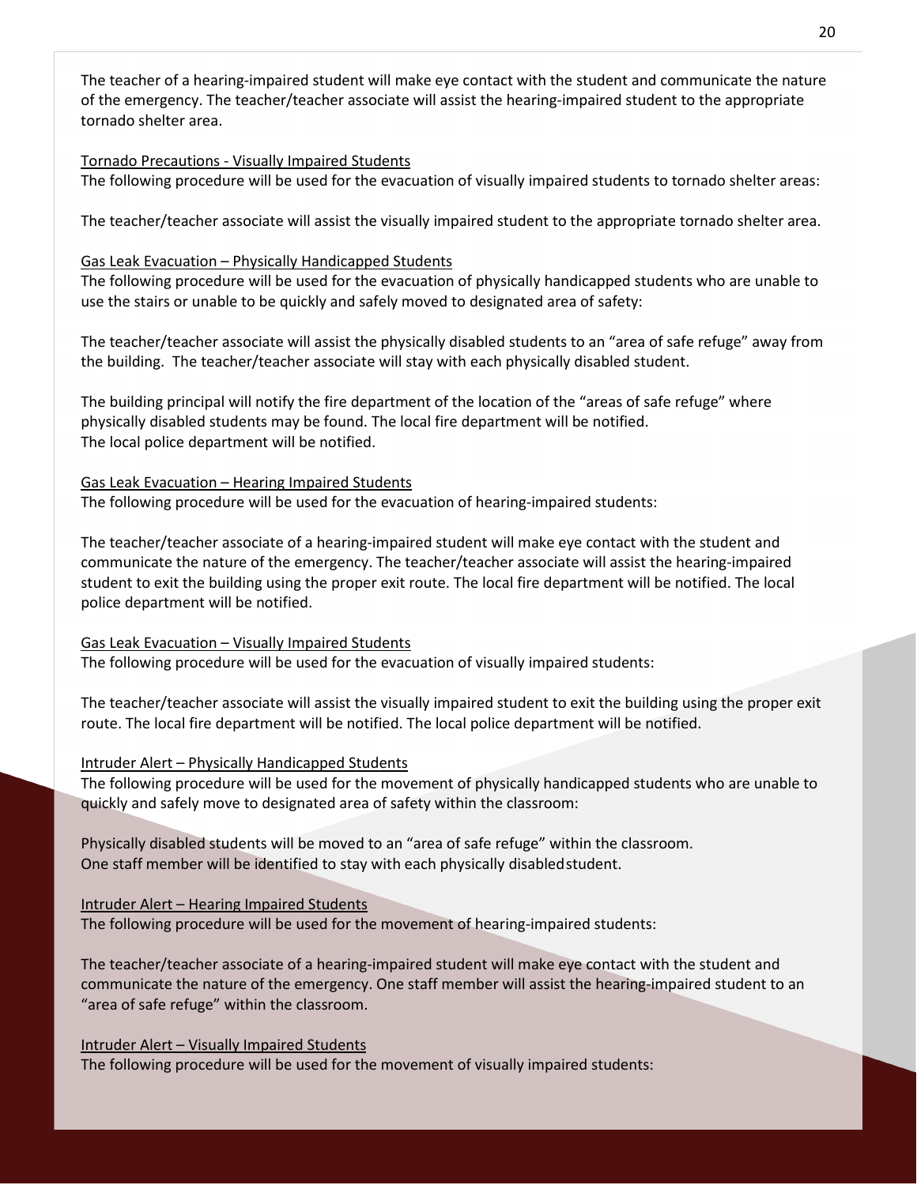The teacher of a hearing-impaired student will make eye contact with the student and communicate the nature of the emergency. The teacher/teacher associate will assist the hearing-impaired student to the appropriate tornado shelter area.

<u>Tornado Precautions - Visually Impaired Students</u>

The following procedure will be used for the evacuation of visually impaired students to tornado shelter areas:

The teacher/teacher associate will assist the visually impaired student to the appropriate tornado shelter area.

<u>Gas Leak Evacuation – Physically Handicapped Students</u>

The following procedure will be used for the evacuation of physically handicapped students who are unable to use the stairs or unable to be quickly and safely moved to designated area of safety:

The teacher/teacher associate will assist the physically disabled students to an "area of safe refuge" away from the building. The teacher/teacher associate will stay with each physically disabled student.

The building principal will notify the fire department of the location of the "areas of safe refuge" where physically disabled students may be found. The local fire department will be notified.
The local police department will be notified.

<u>Gas Leak Evacuation – Hearing Impaired Students</u>

The following procedure will be used for the evacuation of hearing-impaired students:

The teacher/teacher associate of a hearing-impaired student will make eye contact with the student and communicate the nature of the emergency. The teacher/teacher associate will assist the hearing-impaired student to exit the building using the proper exit route. The local fire department will be notified. The local police department will be notified.

<u>Gas Leak Evacuation – Visually Impaired Students</u>

The following procedure will be used for the evacuation of visually impaired students:

The teacher/teacher associate will assist the visually impaired student to exit the building using the proper exit route. The local fire department will be notified. The local police department will be notified.

<u>Intruder Alert – Physically Handicapped Students</u>

The following procedure will be used for the movement of physically handicapped students who are unable to quickly and safely move to designated area of safety within the classroom:

Physically disabled students will be moved to an "area of safe refuge" within the classroom.
One staff member will be identified to stay with each physically disabled student.

<u>Intruder Alert – Hearing Impaired Students</u>

The following procedure will be used for the movement of hearing-impaired students:

The teacher/teacher associate of a hearing-impaired student will make eye contact with the student and communicate the nature of the emergency. One staff member will assist the hearing-impaired student to an "area of safe refuge" within the classroom.

<u>Intruder Alert – Visually Impaired Students</u>

The following procedure will be used for the movement of visually impaired students: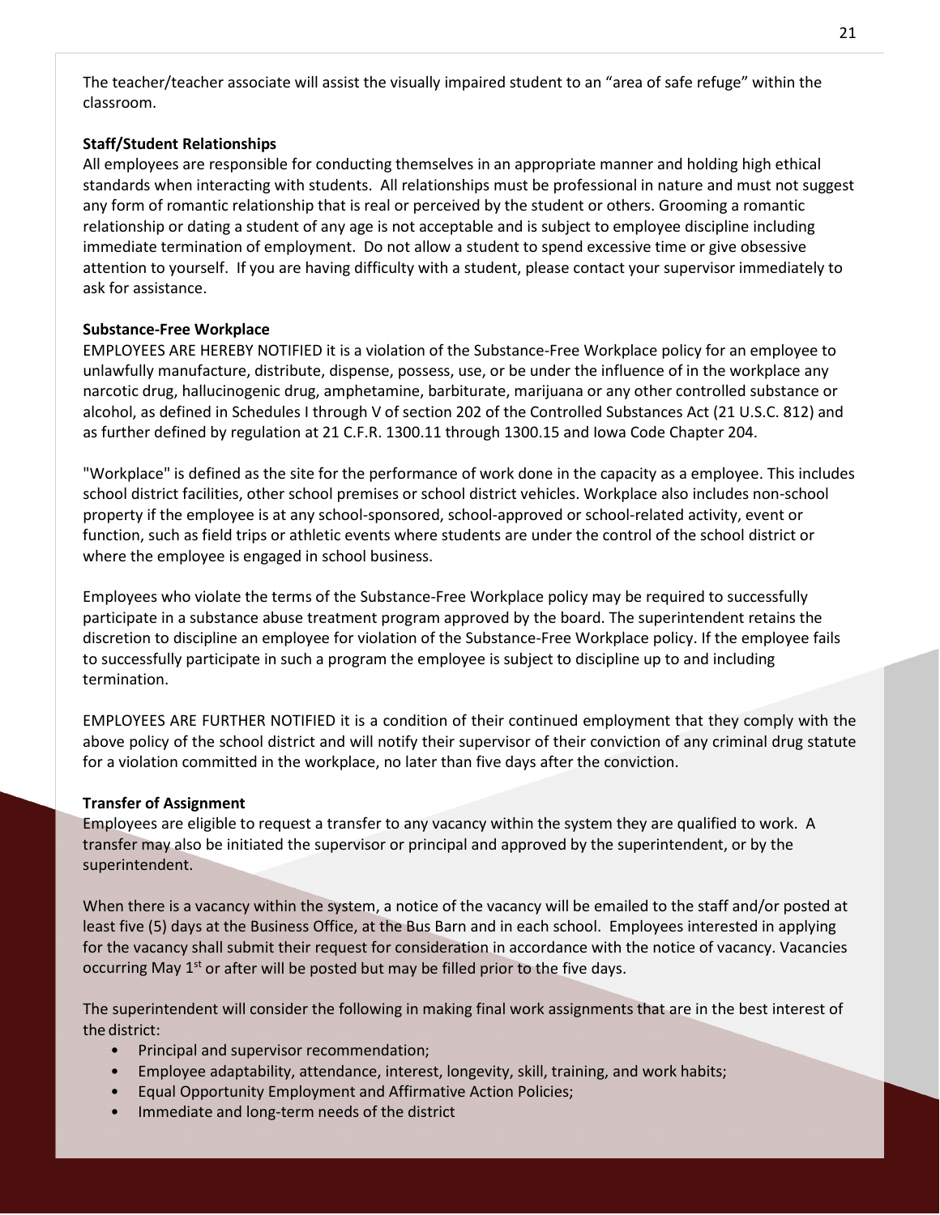The teacher/teacher associate will assist the visually impaired student to an "area of safe refuge" within the classroom.

**Staff/Student Relationships**

All employees are responsible for conducting themselves in an appropriate manner and holding high ethical standards when interacting with students. All relationships must be professional in nature and must not suggest any form of romantic relationship that is real or perceived by the student or others. Grooming a romantic relationship or dating a student of any age is not acceptable and is subject to employee discipline including immediate termination of employment. Do not allow a student to spend excessive time or give obsessive attention to yourself. If you are having difficulty with a student, please contact your supervisor immediately to ask for assistance.

**Substance-Free Workplace**

EMPLOYEES ARE HEREBY NOTIFIED it is a violation of the Substance-Free Workplace policy for an employee to unlawfully manufacture, distribute, dispense, possess, use, or be under the influence of in the workplace any narcotic drug, hallucinogenic drug, amphetamine, barbiturate, marijuana or any other controlled substance or alcohol, as defined in Schedules I through V of section 202 of the Controlled Substances Act (21 U.S.C. 812) and as further defined by regulation at 21 C.F.R. 1300.11 through 1300.15 and Iowa Code Chapter 204.

"Workplace" is defined as the site for the performance of work done in the capacity as a employee. This includes school district facilities, other school premises or school district vehicles. Workplace also includes non-school property if the employee is at any school-sponsored, school-approved or school-related activity, event or function, such as field trips or athletic events where students are under the control of the school district or where the employee is engaged in school business.

Employees who violate the terms of the Substance-Free Workplace policy may be required to successfully participate in a substance abuse treatment program approved by the board. The superintendent retains the discretion to discipline an employee for violation of the Substance-Free Workplace policy. If the employee fails to successfully participate in such a program the employee is subject to discipline up to and including termination.

EMPLOYEES ARE FURTHER NOTIFIED it is a condition of their continued employment that they comply with the above policy of the school district and will notify their supervisor of their conviction of any criminal drug statute for a violation committed in the workplace, no later than five days after the conviction.

**Transfer of Assignment**

Employees are eligible to request a transfer to any vacancy within the system they are qualified to work. A transfer may also be initiated the supervisor or principal and approved by the superintendent, or by the superintendent.

When there is a vacancy within the system, a notice of the vacancy will be emailed to the staff and/or posted at least five (5) days at the Business Office, at the Bus Barn and in each school. Employees interested in applying for the vacancy shall submit their request for consideration in accordance with the notice of vacancy. Vacancies occurring May 1st or after will be posted but may be filled prior to the five days.

The superintendent will consider the following in making final work assignments that are in the best interest of the district:

- Principal and supervisor recommendation;
- Employee adaptability, attendance, interest, longevity, skill, training, and work habits;
- Equal Opportunity Employment and Affirmative Action Policies;
- Immediate and long-term needs of the district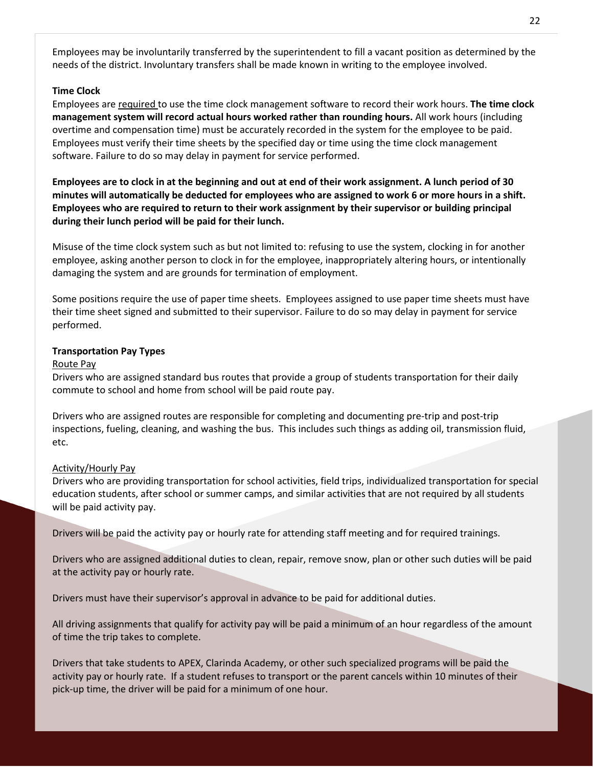Employees may be involuntarily transferred by the superintendent to fill a vacant position as determined by the needs of the district. Involuntary transfers shall be made known in writing to the employee involved.

**Time Clock**

Employees are required to use the time clock management software to record their work hours. **The time clock management system will record actual hours worked rather than rounding hours.** All work hours (including overtime and compensation time) must be accurately recorded in the system for the employee to be paid. Employees must verify their time sheets by the specified day or time using the time clock management software. Failure to do so may delay in payment for service performed.

**Employees are to clock in at the beginning and out at end of their work assignment. A lunch period of 30 minutes will automatically be deducted for employees who are assigned to work 6 or more hours in a shift. Employees who are required to return to their work assignment by their supervisor or building principal during their lunch period will be paid for their lunch.**

Misuse of the time clock system such as but not limited to: refusing to use the system, clocking in for another employee, asking another person to clock in for the employee, inappropriately altering hours, or intentionally damaging the system and are grounds for termination of employment.

Some positions require the use of paper time sheets. Employees assigned to use paper time sheets must have their time sheet signed and submitted to their supervisor. Failure to do so may delay in payment for service performed.

**Transportation Pay Types**

Route Pay

Drivers who are assigned standard bus routes that provide a group of students transportation for their daily commute to school and home from school will be paid route pay.

Drivers who are assigned routes are responsible for completing and documenting pre-trip and post-trip inspections, fueling, cleaning, and washing the bus. This includes such things as adding oil, transmission fluid, etc.

Activity/Hourly Pay

Drivers who are providing transportation for school activities, field trips, individualized transportation for special education students, after school or summer camps, and similar activities that are not required by all students will be paid activity pay.

Drivers will be paid the activity pay or hourly rate for attending staff meeting and for required trainings.

Drivers who are assigned additional duties to clean, repair, remove snow, plan or other such duties will be paid at the activity pay or hourly rate.

Drivers must have their supervisor's approval in advance to be paid for additional duties.

All driving assignments that qualify for activity pay will be paid a minimum of an hour regardless of the amount of time the trip takes to complete.

Drivers that take students to APEX, Clarinda Academy, or other such specialized programs will be paid the activity pay or hourly rate. If a student refuses to transport or the parent cancels within 10 minutes of their pick-up time, the driver will be paid for a minimum of one hour.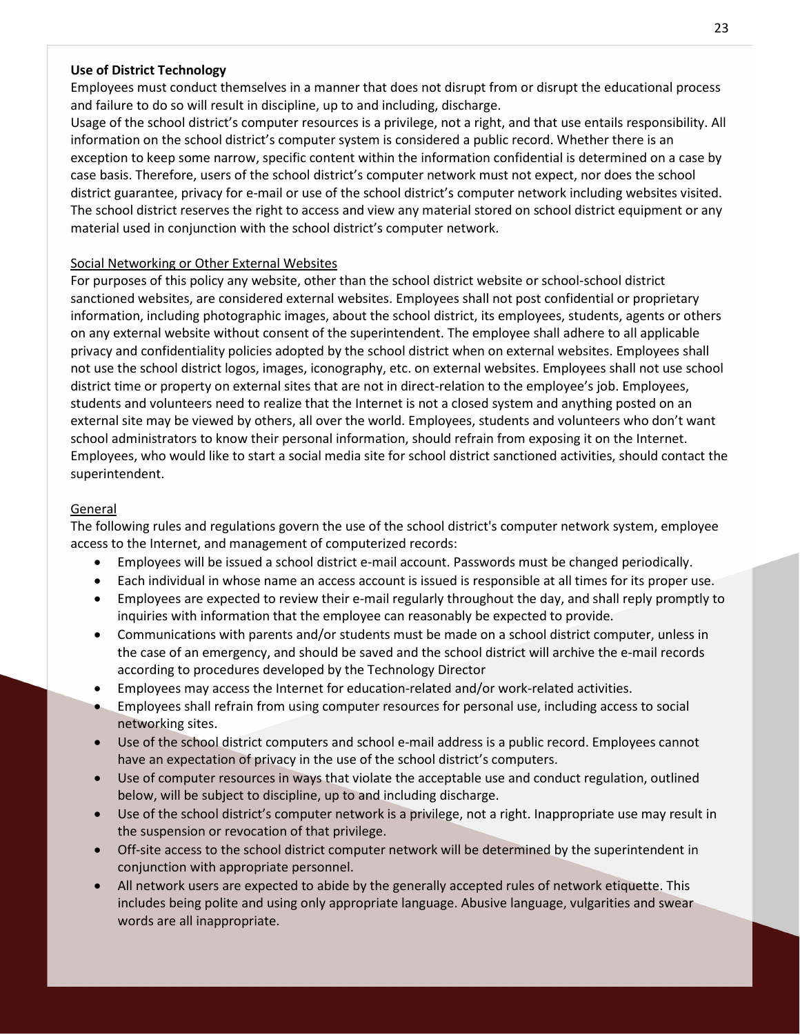**Use of District Technology**

Employees must conduct themselves in a manner that does not disrupt from or disrupt the educational process and failure to do so will result in discipline, up to and including, discharge.

Usage of the school district's computer resources is a privilege, not a right, and that use entails responsibility. All information on the school district's computer system is considered a public record. Whether there is an exception to keep some narrow, specific content within the information confidential is determined on a case by case basis. Therefore, users of the school district's computer network must not expect, nor does the school district guarantee, privacy for e-mail or use of the school district's computer network including websites visited. The school district reserves the right to access and view any material stored on school district equipment or any material used in conjunction with the school district's computer network.

Social Networking or Other External Websites

For purposes of this policy any website, other than the school district website or school-school district sanctioned websites, are considered external websites. Employees shall not post confidential or proprietary information, including photographic images, about the school district, its employees, students, agents or others on any external website without consent of the superintendent. The employee shall adhere to all applicable privacy and confidentiality policies adopted by the school district when on external websites. Employees shall not use the school district logos, images, iconography, etc. on external websites. Employees shall not use school district time or property on external sites that are not in direct-relation to the employee's job. Employees, students and volunteers need to realize that the Internet is not a closed system and anything posted on an external site may be viewed by others, all over the world. Employees, students and volunteers who don't want school administrators to know their personal information, should refrain from exposing it on the Internet. Employees, who would like to start a social media site for school district sanctioned activities, should contact the superintendent.

General

The following rules and regulations govern the use of the school district's computer network system, employee access to the Internet, and management of computerized records:

- Employees will be issued a school district e-mail account. Passwords must be changed periodically.
- Each individual in whose name an access account is issued is responsible at all times for its proper use.
- Employees are expected to review their e-mail regularly throughout the day, and shall reply promptly to inquiries with information that the employee can reasonably be expected to provide.
- Communications with parents and/or students must be made on a school district computer, unless in the case of an emergency, and should be saved and the school district will archive the e-mail records according to procedures developed by the Technology Director
- Employees may access the Internet for education-related and/or work-related activities.
- Employees shall refrain from using computer resources for personal use, including access to social networking sites.
- Use of the school district computers and school e-mail address is a public record. Employees cannot have an expectation of privacy in the use of the school district's computers.
- Use of computer resources in ways that violate the acceptable use and conduct regulation, outlined below, will be subject to discipline, up to and including discharge.
- Use of the school district's computer network is a privilege, not a right. Inappropriate use may result in the suspension or revocation of that privilege.
- Off-site access to the school district computer network will be determined by the superintendent in conjunction with appropriate personnel.
- All network users are expected to abide by the generally accepted rules of network etiquette. This includes being polite and using only appropriate language. Abusive language, vulgarities and swear words are all inappropriate.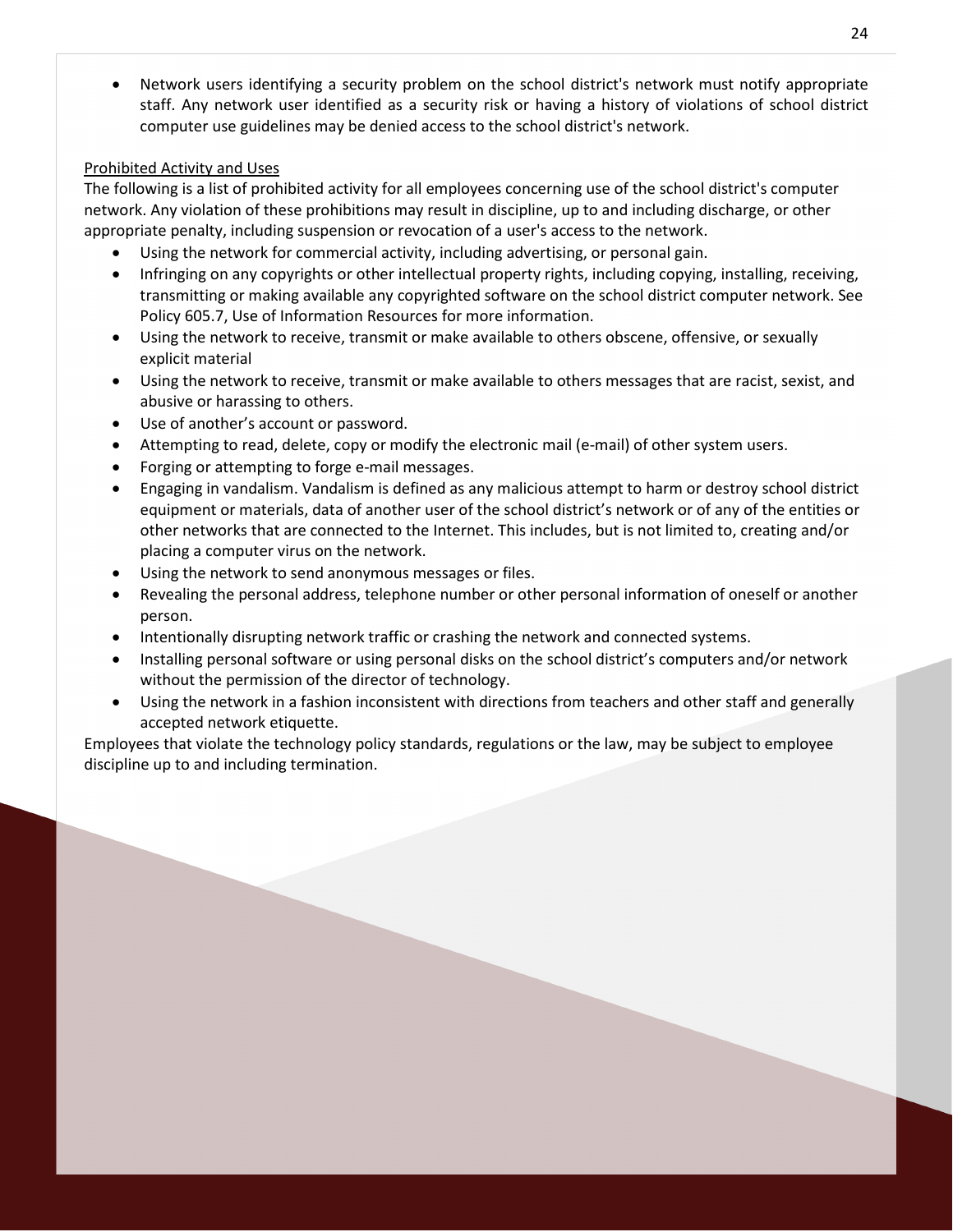- Network users identifying a security problem on the school district's network must notify appropriate staff. Any network user identified as a security risk or having a history of violations of school district computer use guidelines may be denied access to the school district's network.

Prohibited Activity and Uses

The following is a list of prohibited activity for all employees concerning use of the school district's computer network. Any violation of these prohibitions may result in discipline, up to and including discharge, or other appropriate penalty, including suspension or revocation of a user's access to the network.

- Using the network for commercial activity, including advertising, or personal gain.
- Infringing on any copyrights or other intellectual property rights, including copying, installing, receiving, transmitting or making available any copyrighted software on the school district computer network. See Policy 605.7, Use of Information Resources for more information.
- Using the network to receive, transmit or make available to others obscene, offensive, or sexually explicit material
- Using the network to receive, transmit or make available to others messages that are racist, sexist, and abusive or harassing to others.
- Use of another's account or password.
- Attempting to read, delete, copy or modify the electronic mail (e-mail) of other system users.
- Forging or attempting to forge e-mail messages.
- Engaging in vandalism. Vandalism is defined as any malicious attempt to harm or destroy school district equipment or materials, data of another user of the school district's network or of any of the entities or other networks that are connected to the Internet. This includes, but is not limited to, creating and/or placing a computer virus on the network.
- Using the network to send anonymous messages or files.
- Revealing the personal address, telephone number or other personal information of oneself or another person.
- Intentionally disrupting network traffic or crashing the network and connected systems.
- Installing personal software or using personal disks on the school district's computers and/or network without the permission of the director of technology.
- Using the network in a fashion inconsistent with directions from teachers and other staff and generally accepted network etiquette.

Employees that violate the technology policy standards, regulations or the law, may be subject to employee discipline up to and including termination.